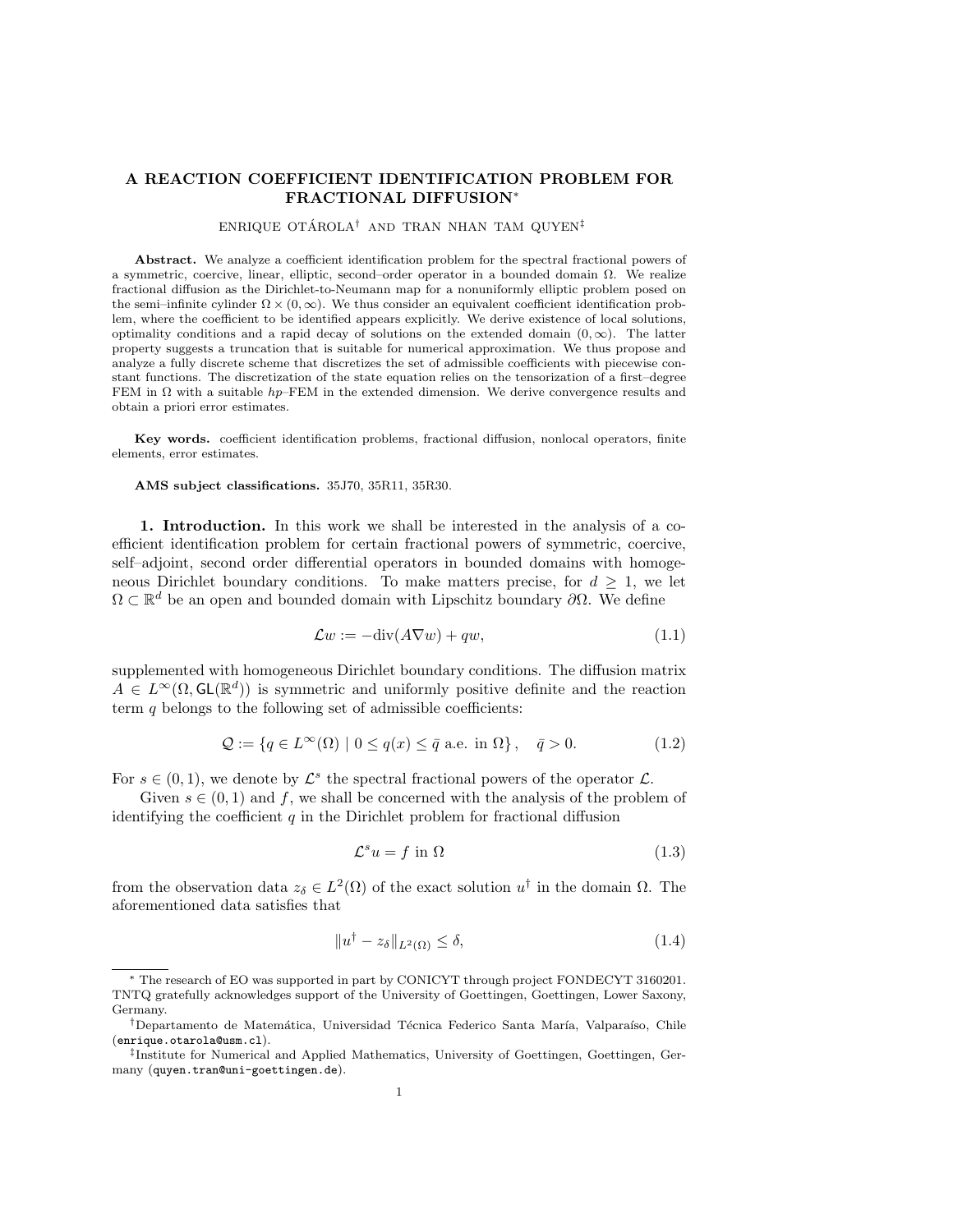# A REACTION COEFFICIENT IDENTIFICATION PROBLEM FOR FRACTIONAL DIFFUSION*

ENRIQUE OTÁROLA[†] AND TRAN NHAN TAM QUYEN[‡]

**Abstract.** We analyze a coefficient identification problem for the spectral fractional powers of a symmetric, coercive, linear, elliptic, second–order operator in a bounded domain $\Omega$. We realize fractional diffusion as the Dirichlet-to-Neumann map for a nonuniformly elliptic problem posed on the semi–infinite cylinder $\Omega \times (0, \infty)$. We thus consider an equivalent coefficient identification problem, where the coefficient to be identified appears explicitly. We derive existence of local solutions, optimality conditions and a rapid decay of solutions on the extended domain $(0, \infty)$. The latter property suggests a truncation that is suitable for numerical approximation. We thus propose and analyze a fully discrete scheme that discretizes the set of admissible coefficients with piecewise constant functions. The discretization of the state equation relies on the tensorization of a first–degree FEM in $\Omega$ with a suitable $hp$–FEM in the extended dimension. We derive convergence results and obtain a priori error estimates.

**Key words.** coefficient identification problems, fractional diffusion, nonlocal operators, finite elements, error estimates.

**AMS subject classifications.** 35J70, 35R11, 35R30.

## 1. Introduction.

In this work we shall be interested in the analysis of a coefficient identification problem for certain fractional powers of symmetric, coercive, self–adjoint, second order differential operators in bounded domains with homogeneous Dirichlet boundary conditions. To make matters precise, for $d \geq 1$, we let $\Omega \subset \mathbb{R}^d$ be an open and bounded domain with Lipschitz boundary $\partial\Omega$. We define

$$\mathcal{L}w := -\mathrm{div}(A\nabla w) + qw, \tag{1.1}$$

supplemented with homogeneous Dirichlet boundary conditions. The diffusion matrix $A \in L^\infty(\Omega, \mathsf{GL}(\mathbb{R}^d))$ is symmetric and uniformly positive definite and the reaction term $q$ belongs to the following set of admissible coefficients:

$$\mathcal{Q} := \{q \in L^\infty(\Omega) \mid 0 \leq q(x) \leq \bar{q} \text{ a.e. in } \Omega\}, \quad \bar{q} > 0. \tag{1.2}$$

For $s \in (0, 1)$, we denote by $\mathcal{L}^s$ the spectral fractional powers of the operator $\mathcal{L}$.

Given $s \in (0, 1)$ and $f$, we shall be concerned with the analysis of the problem of identifying the coefficient $q$ in the Dirichlet problem for fractional diffusion

$$\mathcal{L}^s u = f \text{ in } \Omega \tag{1.3}$$

from the observation data $z_\delta \in L^2(\Omega)$ of the exact solution $u^\dagger$ in the domain $\Omega$. The aforementioned data satisfies that

$$\|u^\dagger - z_\delta\|_{L^2(\Omega)} \leq \delta, \tag{1.4}$$

---

\* The research of EO was supported in part by CONICYT through project FONDECYT 3160201. TNTQ gratefully acknowledges support of the University of Goettingen, Goettingen, Lower Saxony, Germany.

[†]Departamento de Matemática, Universidad Técnica Federico Santa María, Valparaíso, Chile (enrique.otarola@usm.cl).

[‡]Institute for Numerical and Applied Mathematics, University of Goettingen, Goettingen, Germany (quyen.tran@uni-goettingen.de).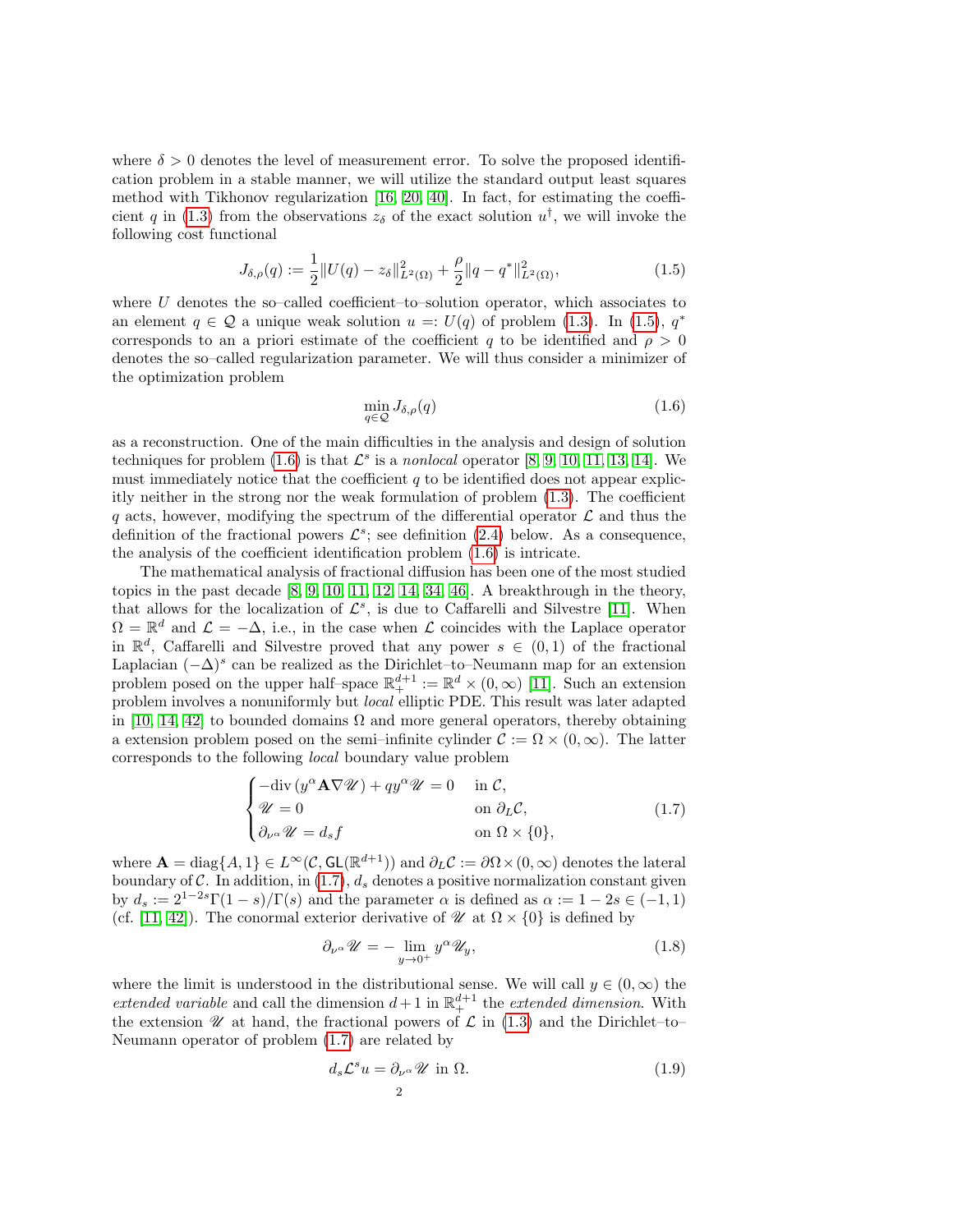where $\delta > 0$ denotes the level of measurement error. To solve the proposed identification problem in a stable manner, we will utilize the standard output least squares method with Tikhonov regularization [16, 20, 40]. In fact, for estimating the coefficient $q$ in (1.3) from the observations $z_\delta$ of the exact solution $u^\dagger$, we will invoke the following cost functional

$$J_{\delta,\rho}(q) := \frac{1}{2}\|U(q) - z_\delta\|^2_{L^2(\Omega)} + \frac{\rho}{2}\|q - q^*\|^2_{L^2(\Omega)}, \tag{1.5}$$

where $U$ denotes the so–called coefficient–to–solution operator, which associates to an element $q \in \mathcal{Q}$ a unique weak solution $u =: U(q)$ of problem (1.3). In (1.5), $q^*$ corresponds to an a priori estimate of the coefficient $q$ to be identified and $\rho > 0$ denotes the so–called regularization parameter. We will thus consider a minimizer of the optimization problem

$$\min_{q \in \mathcal{Q}} J_{\delta,\rho}(q) \tag{1.6}$$

as a reconstruction. One of the main difficulties in the analysis and design of solution techniques for problem (1.6) is that $\mathcal{L}^s$ is a *nonlocal* operator [8, 9, 10, 11, 13, 14]. We must immediately notice that the coefficient $q$ to be identified does not appear explicitly neither in the strong nor the weak formulation of problem (1.3). The coefficient $q$ acts, however, modifying the spectrum of the differential operator $\mathcal{L}$ and thus the definition of the fractional powers $\mathcal{L}^s$; see definition (2.4) below. As a consequence, the analysis of the coefficient identification problem (1.6) is intricate.

The mathematical analysis of fractional diffusion has been one of the most studied topics in the past decade [8, 9, 10, 11, 12, 14, 34, 46]. A breakthrough in the theory, that allows for the localization of $\mathcal{L}^s$, is due to Caffarelli and Silvestre [11]. When $\Omega = \mathbb{R}^d$ and $\mathcal{L} = -\Delta$, i.e., in the case when $\mathcal{L}$ coincides with the Laplace operator in $\mathbb{R}^d$, Caffarelli and Silvestre proved that any power $s \in (0,1)$ of the fractional Laplacian $(-\Delta)^s$ can be realized as the Dirichlet–to–Neumann map for an extension problem posed on the upper half–space $\mathbb{R}^{d+1}_+ := \mathbb{R}^d \times (0,\infty)$ [11]. Such an extension problem involves a nonuniformly but *local* elliptic PDE. This result was later adapted in [10, 14, 42] to bounded domains $\Omega$ and more general operators, thereby obtaining a extension problem posed on the semi–infinite cylinder $\mathcal{C} := \Omega \times (0,\infty)$. The latter corresponds to the following *local* boundary value problem

$$\begin{cases} -\operatorname{div}(y^\alpha \mathbf{A} \nabla \mathscr{U}) + q y^\alpha \mathscr{U} = 0 & \text{in } \mathcal{C}, \\ \mathscr{U} = 0 & \text{on } \partial_L \mathcal{C}, \\ \partial_{\nu^\alpha} \mathscr{U} = d_s f & \text{on } \Omega \times \{0\}, \end{cases} \tag{1.7}$$

where $\mathbf{A} = \operatorname{diag}\{A, 1\} \in L^\infty(\mathcal{C}, \mathsf{GL}(\mathbb{R}^{d+1}))$ and $\partial_L \mathcal{C} := \partial\Omega \times (0,\infty)$ denotes the lateral boundary of $\mathcal{C}$. In addition, in (1.7), $d_s$ denotes a positive normalization constant given by $d_s := 2^{1-2s}\Gamma(1-s)/\Gamma(s)$ and the parameter $\alpha$ is defined as $\alpha := 1 - 2s \in (-1,1)$ (cf. [11, 42]). The conormal exterior derivative of $\mathscr{U}$ at $\Omega \times \{0\}$ is defined by

$$\partial_{\nu^\alpha} \mathscr{U} = -\lim_{y \to 0^+} y^\alpha \mathscr{U}_y, \tag{1.8}$$

where the limit is understood in the distributional sense. We will call $y \in (0,\infty)$ the *extended variable* and call the dimension $d+1$ in $\mathbb{R}^{d+1}_+$ the *extended dimension*. With the extension $\mathscr{U}$ at hand, the fractional powers of $\mathcal{L}$ in (1.3) and the Dirichlet–to–Neumann operator of problem (1.7) are related by

$$d_s \mathcal{L}^s u = \partial_{\nu^\alpha} \mathscr{U} \text{ in } \Omega. \tag{1.9}$$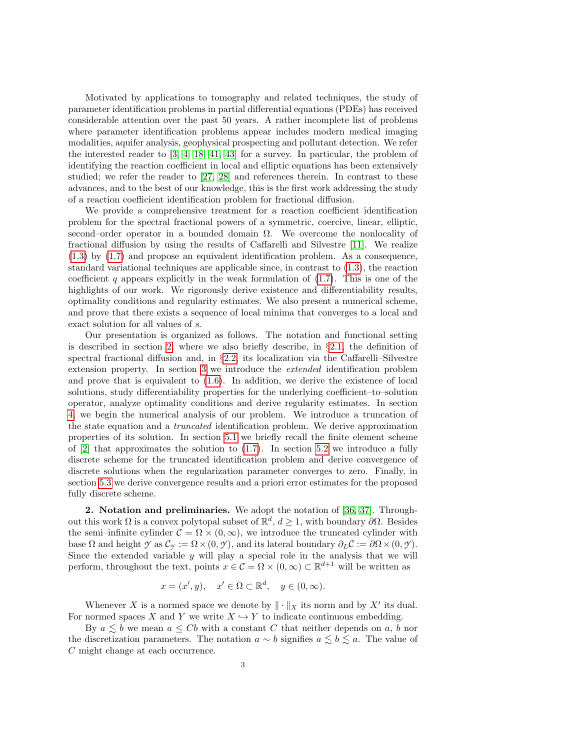Motivated by applications to tomography and related techniques, the study of parameter identification problems in partial differential equations (PDEs) has received considerable attention over the past 50 years. A rather incomplete list of problems where parameter identification problems appear includes modern medical imaging modalities, aquifer analysis, geophysical prospecting and pollutant detection. We refer the interested reader to [3, 4, 18, 41, 43] for a survey. In particular, the problem of identifying the reaction coefficient in local and elliptic equations has been extensively studied; we refer the reader to [27, 28] and references therein. In contrast to these advances, and to the best of our knowledge, this is the first work addressing the study of a reaction coefficient identification problem for fractional diffusion.

We provide a comprehensive treatment for a reaction coefficient identification problem for the spectral fractional powers of a symmetric, coercive, linear, elliptic, second–order operator in a bounded domain $\Omega$. We overcome the nonlocality of fractional diffusion by using the results of Caffarelli and Silvestre [11]. We realize (1.3) by (1.7) and propose an equivalent identification problem. As a consequence, standard variational techniques are applicable since, in contrast to (1.3), the reaction coefficient $q$ appears explicitly in the weak formulation of (1.7). This is one of the highlights of our work. We rigorously derive existence and differentiability results, optimality conditions and regularity estimates. We also present a numerical scheme, and prove that there exists a sequence of local minima that converges to a local and exact solution for all values of $s$.

Our presentation is organized as follows. The notation and functional setting is described in section 2, where we also briefly describe, in §2.1, the definition of spectral fractional diffusion and, in §2.2, its localization via the Caffarelli–Silvestre extension property. In section 3 we introduce the *extended* identification problem and prove that is equivalent to (1.6). In addition, we derive the existence of local solutions, study differentiability properties for the underlying coefficient–to–solution operator, analyze optimality conditions and derive regularity estimates. In section 4, we begin the numerical analysis of our problem. We introduce a truncation of the state equation and a *truncated* identification problem. We derive approximation properties of its solution. In section 5.1 we briefly recall the finite element scheme of [2] that approximates the solution to (1.7). In section 5.2 we introduce a fully discrete scheme for the truncated identification problem and derive convergence of discrete solutions when the regularization parameter converges to zero. Finally, in section 5.3 we derive convergence results and a priori error estimates for the proposed fully discrete scheme.

**2. Notation and preliminaries.** We adopt the notation of [36, 37]. Throughout this work $\Omega$ is a convex polytopal subset of $\mathbb{R}^d$, $d \geq 1$, with boundary $\partial\Omega$. Besides the semi–infinite cylinder $\mathcal{C} = \Omega \times (0, \infty)$, we introduce the truncated cylinder with base $\Omega$ and height $\mathscr{Y}$ as $\mathcal{C}_{\mathscr{Y}} := \Omega \times (0, \mathscr{Y})$, and its lateral boundary $\partial_L \mathcal{C} := \partial\Omega \times (0, \mathscr{Y})$. Since the extended variable $y$ will play a special role in the analysis that we will perform, throughout the text, points $x \in \mathcal{C} = \Omega \times (0, \infty) \subset \mathbb{R}^{d+1}$ will be written as

$$x = (x', y), \quad x' \in \Omega \subset \mathbb{R}^d, \quad y \in (0, \infty).$$

Whenever $X$ is a normed space we denote by $\| \cdot \|_X$ its norm and by $X'$ its dual. For normed spaces $X$ and $Y$ we write $X \hookrightarrow Y$ to indicate continuous embedding.

By $a \lesssim b$ we mean $a \leq Cb$ with a constant $C$ that neither depends on $a$, $b$ nor the discretization parameters. The notation $a \sim b$ signifies $a \lesssim b \lesssim a$. The value of $C$ might change at each occurrence.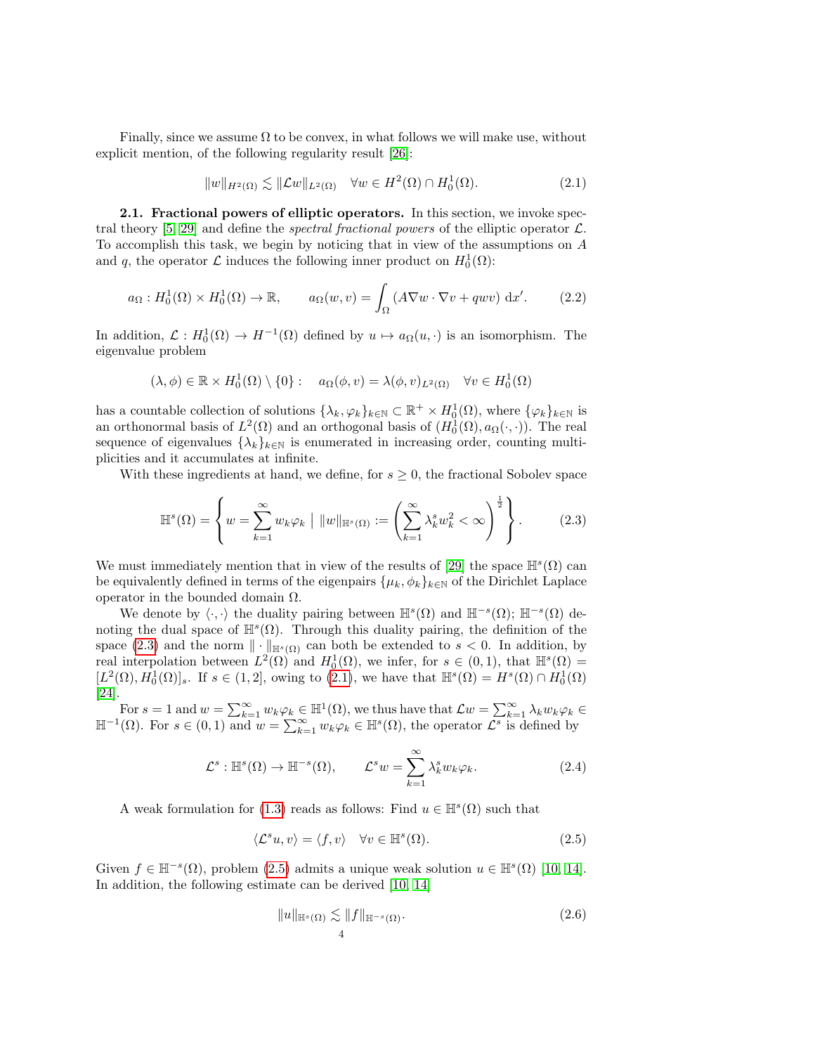Finally, since we assume $\Omega$ to be convex, in what follows we will make use, without explicit mention, of the following regularity result [26]:

$$\|w\|_{H^2(\Omega)} \lesssim \|\mathcal{L}w\|_{L^2(\Omega)} \quad \forall w \in H^2(\Omega) \cap H_0^1(\Omega). \tag{2.1}$$

**2.1. Fractional powers of elliptic operators.** In this section, we invoke spectral theory [5, 29] and define the *spectral fractional powers* of the elliptic operator $\mathcal{L}$. To accomplish this task, we begin by noticing that in view of the assumptions on $A$ and $q$, the operator $\mathcal{L}$ induces the following inner product on $H_0^1(\Omega)$:

$$a_\Omega : H_0^1(\Omega) \times H_0^1(\Omega) \to \mathbb{R}, \qquad a_\Omega(w, v) = \int_\Omega (A\nabla w \cdot \nabla v + qwv) \, \mathrm{d}x'. \tag{2.2}$$

In addition, $\mathcal{L} : H_0^1(\Omega) \to H^{-1}(\Omega)$ defined by $u \mapsto a_\Omega(u, \cdot)$ is an isomorphism. The eigenvalue problem

$$(\lambda, \phi) \in \mathbb{R} \times H_0^1(\Omega) \setminus \{0\} : \quad a_\Omega(\phi, v) = \lambda(\phi, v)_{L^2(\Omega)} \quad \forall v \in H_0^1(\Omega)$$

has a countable collection of solutions $\{\lambda_k, \varphi_k\}_{k \in \mathbb{N}} \subset \mathbb{R}^+ \times H_0^1(\Omega)$, where $\{\varphi_k\}_{k \in \mathbb{N}}$ is an orthonormal basis of $L^2(\Omega)$ and an orthogonal basis of $(H_0^1(\Omega), a_\Omega(\cdot, \cdot))$. The real sequence of eigenvalues $\{\lambda_k\}_{k \in \mathbb{N}}$ is enumerated in increasing order, counting multiplicities and it accumulates at infinite.

With these ingredients at hand, we define, for $s \geq 0$, the fractional Sobolev space

$$\mathbb{H}^s(\Omega) = \left\{ w = \sum_{k=1}^{\infty} w_k \varphi_k \;\middle|\; \|w\|_{\mathbb{H}^s(\Omega)} := \left( \sum_{k=1}^{\infty} \lambda_k^s w_k^2 < \infty \right)^{\frac{1}{2}} \right\}. \tag{2.3}$$

We must immediately mention that in view of the results of [29] the space $\mathbb{H}^s(\Omega)$ can be equivalently defined in terms of the eigenpairs $\{\mu_k, \phi_k\}_{k \in \mathbb{N}}$ of the Dirichlet Laplace operator in the bounded domain $\Omega$.

We denote by $\langle \cdot, \cdot \rangle$ the duality pairing between $\mathbb{H}^s(\Omega)$ and $\mathbb{H}^{-s}(\Omega)$; $\mathbb{H}^{-s}(\Omega)$ denoting the dual space of $\mathbb{H}^s(\Omega)$. Through this duality pairing, the definition of the space (2.3) and the norm $\| \cdot \|_{\mathbb{H}^s(\Omega)}$ can both be extended to $s < 0$. In addition, by real interpolation between $L^2(\Omega)$ and $H_0^1(\Omega)$, we infer, for $s \in (0, 1)$, that $\mathbb{H}^s(\Omega) = [L^2(\Omega), H_0^1(\Omega)]_s$. If $s \in (1, 2]$, owing to (2.1), we have that $\mathbb{H}^s(\Omega) = H^s(\Omega) \cap H_0^1(\Omega)$ [24].

For $s = 1$ and $w = \sum_{k=1}^{\infty} w_k \varphi_k \in \mathbb{H}^1(\Omega)$, we thus have that $\mathcal{L}w = \sum_{k=1}^{\infty} \lambda_k w_k \varphi_k \in \mathbb{H}^{-1}(\Omega)$. For $s \in (0, 1)$ and $w = \sum_{k=1}^{\infty} w_k \varphi_k \in \mathbb{H}^s(\Omega)$, the operator $\mathcal{L}^s$ is defined by

$$\mathcal{L}^s : \mathbb{H}^s(\Omega) \to \mathbb{H}^{-s}(\Omega), \qquad \mathcal{L}^s w = \sum_{k=1}^{\infty} \lambda_k^s w_k \varphi_k. \tag{2.4}$$

A weak formulation for (1.3) reads as follows: Find $u \in \mathbb{H}^s(\Omega)$ such that

$$\langle \mathcal{L}^s u, v \rangle = \langle f, v \rangle \quad \forall v \in \mathbb{H}^s(\Omega). \tag{2.5}$$

Given $f \in \mathbb{H}^{-s}(\Omega)$, problem (2.5) admits a unique weak solution $u \in \mathbb{H}^s(\Omega)$ [10, 14]. In addition, the following estimate can be derived [10, 14]

$$\|u\|_{\mathbb{H}^s(\Omega)} \lesssim \|f\|_{\mathbb{H}^{-s}(\Omega)}. \tag{2.6}$$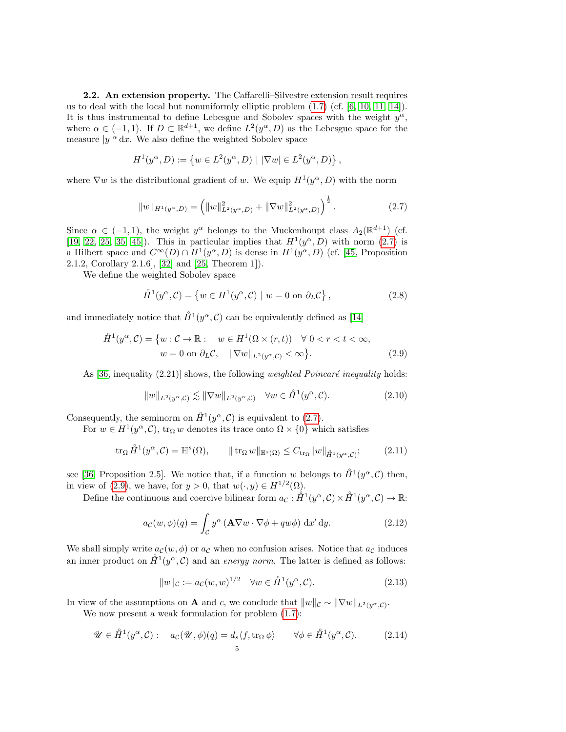**2.2. An extension property.** The Caffarelli–Silvestre extension result requires us to deal with the local but nonuniformly elliptic problem (1.7) (cf. [6, 10, 11, 14]). It is thus instrumental to define Lebesgue and Sobolev spaces with the weight $y^\alpha$, where $\alpha \in (-1,1)$. If $D \subset \mathbb{R}^{d+1}$, we define $L^2(y^\alpha, D)$ as the Lebesgue space for the measure $|y|^\alpha \, \mathrm{d}x$. We also define the weighted Sobolev space

$$H^1(y^\alpha, D) := \left\{ w \in L^2(y^\alpha, D) \mid |\nabla w| \in L^2(y^\alpha, D) \right\},$$

where $\nabla w$ is the distributional gradient of $w$. We equip $H^1(y^\alpha, D)$ with the norm

$$\|w\|_{H^1(y^\alpha, D)} = \left( \|w\|^2_{L^2(y^\alpha, D)} + \|\nabla w\|^2_{L^2(y^\alpha, D)} \right)^{\frac{1}{2}}. \tag{2.7}$$

Since $\alpha \in (-1,1)$, the weight $y^\alpha$ belongs to the Muckenhoupt class $A_2(\mathbb{R}^{d+1})$ (cf. [19, 22, 25, 35, 45]). This in particular implies that $H^1(y^\alpha, D)$ with norm (2.7) is a Hilbert space and $C^\infty(D) \cap H^1(y^\alpha, D)$ is dense in $H^1(y^\alpha, D)$ (cf. [45, Proposition 2.1.2, Corollary 2.1.6], [32] and [25, Theorem 1]).

We define the weighted Sobolev space

$$\mathring{H}^1(y^\alpha, \mathcal{C}) = \left\{ w \in H^1(y^\alpha, \mathcal{C}) \mid w = 0 \text{ on } \partial_L \mathcal{C} \right\}, \tag{2.8}$$

and immediately notice that $\mathring{H}^1(y^\alpha, \mathcal{C})$ can be equivalently defined as [14]

$$\begin{aligned} \mathring{H}^1(y^\alpha, \mathcal{C}) = \big\{ w : \mathcal{C} \to \mathbb{R} : \quad & w \in H^1(\Omega \times (r,t)) \quad \forall\, 0 < r < t < \infty, \\ & w = 0 \text{ on } \partial_L \mathcal{C}, \quad \|\nabla w\|_{L^2(y^\alpha, \mathcal{C})} < \infty \big\}. \end{aligned} \tag{2.9}$$

As [36, inequality (2.21)] shows, the following *weighted Poincaré inequality* holds:

$$\|w\|_{L^2(y^\alpha, \mathcal{C})} \lesssim \|\nabla w\|_{L^2(y^\alpha, \mathcal{C})} \quad \forall w \in \mathring{H}^1(y^\alpha, \mathcal{C}). \tag{2.10}$$

Consequently, the seminorm on $\mathring{H}^1(y^\alpha, \mathcal{C})$ is equivalent to (2.7).

For $w \in H^1(y^\alpha, \mathcal{C})$, $\operatorname{tr}_\Omega w$ denotes its trace onto $\Omega \times \{0\}$ which satisfies

$$\operatorname{tr}_\Omega \mathring{H}^1(y^\alpha, \mathcal{C}) = \mathbb{H}^s(\Omega), \qquad \|\operatorname{tr}_\Omega w\|_{\mathbb{H}^s(\Omega)} \leq C_{\operatorname{tr}_\Omega} \|w\|_{\mathring{H}^1(y^\alpha, \mathcal{C})}; \tag{2.11}$$

see [36, Proposition 2.5]. We notice that, if a function $w$ belongs to $\mathring{H}^1(y^\alpha, \mathcal{C})$ then, in view of (2.9), we have, for $y > 0$, that $w(\cdot, y) \in H^{1/2}(\Omega)$.

Define the continuous and coercive bilinear form $a_\mathcal{C} : \mathring{H}^1(y^\alpha, \mathcal{C}) \times \mathring{H}^1(y^\alpha, \mathcal{C}) \to \mathbb{R}$:

$$a_\mathcal{C}(w, \phi)(q) = \int_\mathcal{C} y^\alpha \left( \mathbf{A} \nabla w \cdot \nabla \phi + q w \phi \right) \mathrm{d}x' \, \mathrm{d}y. \tag{2.12}$$

We shall simply write $a_\mathcal{C}(w, \phi)$ or $a_\mathcal{C}$ when no confusion arises. Notice that $a_\mathcal{C}$ induces an inner product on $\mathring{H}^1(y^\alpha, \mathcal{C})$ and an *energy norm*. The latter is defined as follows:

$$\|w\|_\mathcal{C} := a_\mathcal{C}(w, w)^{1/2} \quad \forall w \in \mathring{H}^1(y^\alpha, \mathcal{C}). \tag{2.13}$$

In view of the assumptions on $\mathbf{A}$ and $c$, we conclude that $\|w\|_\mathcal{C} \sim \|\nabla w\|_{L^2(y^\alpha, \mathcal{C})}$.

We now present a weak formulation for problem (1.7):

$$\mathscr{U} \in \mathring{H}^1(y^\alpha, \mathcal{C}) : \quad a_\mathcal{C}(\mathscr{U}, \phi)(q) = d_s \langle f, \operatorname{tr}_\Omega \phi \rangle \qquad \forall \phi \in \mathring{H}^1(y^\alpha, \mathcal{C}). \tag{2.14}$$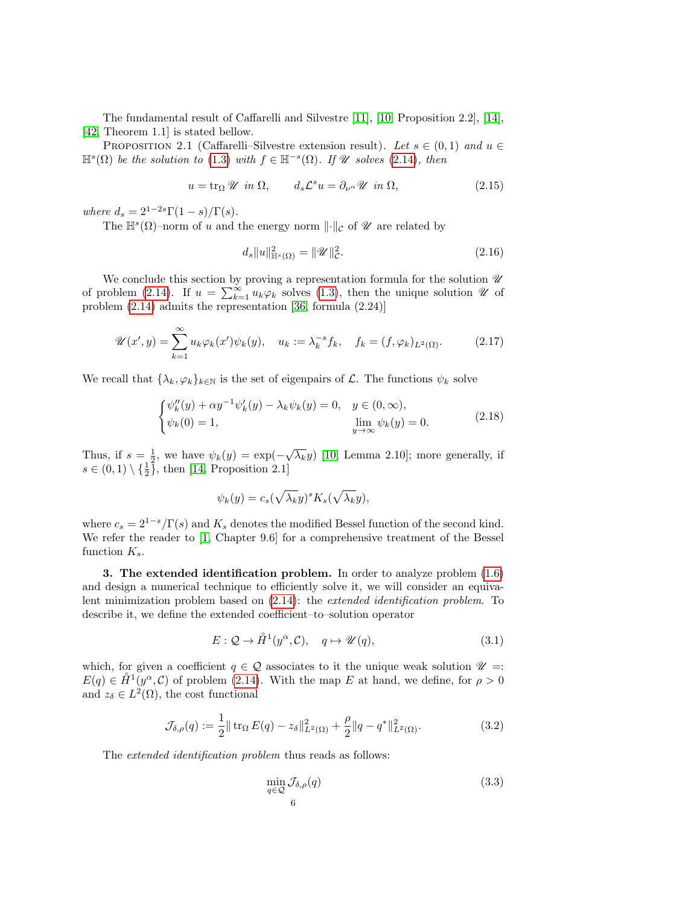The fundamental result of Caffarelli and Silvestre [11], [10, Proposition 2.2], [14], [42, Theorem 1.1] is stated bellow.

Proposition 2.1 (Caffarelli–Silvestre extension result). *Let $s \in (0,1)$ and $u \in \mathbb{H}^s(\Omega)$ be the solution to (1.3) with $f \in \mathbb{H}^{-s}(\Omega)$. If $\mathscr{U}$ solves (2.14), then*

$$u = \operatorname{tr}_\Omega \mathscr{U} \ \text{ in } \Omega, \qquad d_s \mathcal{L}^s u = \partial_{\nu^\alpha} \mathscr{U} \ \text{ in } \Omega, \tag{2.15}$$

*where $d_s = 2^{1-2s}\Gamma(1-s)/\Gamma(s)$.*

The $\mathbb{H}^s(\Omega)$–norm of $u$ and the energy norm $\|\cdot\|_{\mathcal{C}}$ of $\mathscr{U}$ are related by

$$d_s \|u\|^2_{\mathbb{H}^s(\Omega)} = \|\mathscr{U}\|^2_{\mathcal{C}}. \tag{2.16}$$

We conclude this section by proving a representation formula for the solution $\mathscr{U}$ of problem (2.14). If $u = \sum_{k=1}^\infty u_k \varphi_k$ solves (1.3), then the unique solution $\mathscr{U}$ of problem (2.14) admits the representation [36, formula (2.24)]

$$\mathscr{U}(x', y) = \sum_{k=1}^\infty u_k \varphi_k(x') \psi_k(y), \quad u_k := \lambda_k^{-s} f_k, \quad f_k = (f, \varphi_k)_{L^2(\Omega)}. \tag{2.17}$$

We recall that $\{\lambda_k, \varphi_k\}_{k\in\mathbb{N}}$ is the set of eigenpairs of $\mathcal{L}$. The functions $\psi_k$ solve

$$\begin{cases} \psi_k''(y) + \alpha y^{-1} \psi_k'(y) - \lambda_k \psi_k(y) = 0, & y \in (0,\infty), \\ \psi_k(0) = 1, & \displaystyle\lim_{y\to\infty} \psi_k(y) = 0. \end{cases} \tag{2.18}$$

Thus, if $s = \frac{1}{2}$, we have $\psi_k(y) = \exp(-\sqrt{\lambda_k} y)$ [10, Lemma 2.10]; more generally, if $s \in (0,1) \setminus \{\frac{1}{2}\}$, then [14, Proposition 2.1]

$$\psi_k(y) = c_s (\sqrt{\lambda_k} y)^s K_s(\sqrt{\lambda_k} y),$$

where $c_s = 2^{1-s}/\Gamma(s)$ and $K_s$ denotes the modified Bessel function of the second kind. We refer the reader to [1, Chapter 9.6] for a comprehensive treatment of the Bessel function $K_s$.

## 3. The extended identification problem.

In order to analyze problem (1.6) and design a numerical technique to efficiently solve it, we will consider an equivalent minimization problem based on (2.14): the *extended identification problem*. To describe it, we define the extended coefficient–to–solution operator

$$E : \mathcal{Q} \to \mathring{H}^1(y^\alpha, \mathcal{C}), \quad q \mapsto \mathscr{U}(q), \tag{3.1}$$

which, for given a coefficient $q \in \mathcal{Q}$ associates to it the unique weak solution $\mathscr{U} =: E(q) \in \mathring{H}^1(y^\alpha, \mathcal{C})$ of problem (2.14). With the map $E$ at hand, we define, for $\rho > 0$ and $z_\delta \in L^2(\Omega)$, the cost functional

$$\mathcal{J}_{\delta,\rho}(q) := \frac{1}{2} \| \operatorname{tr}_\Omega E(q) - z_\delta \|^2_{L^2(\Omega)} + \frac{\rho}{2} \|q - q^*\|^2_{L^2(\Omega)}. \tag{3.2}$$

The *extended identification problem* thus reads as follows:

$$\min_{q \in \mathcal{Q}} \mathcal{J}_{\delta,\rho}(q) \tag{3.3}$$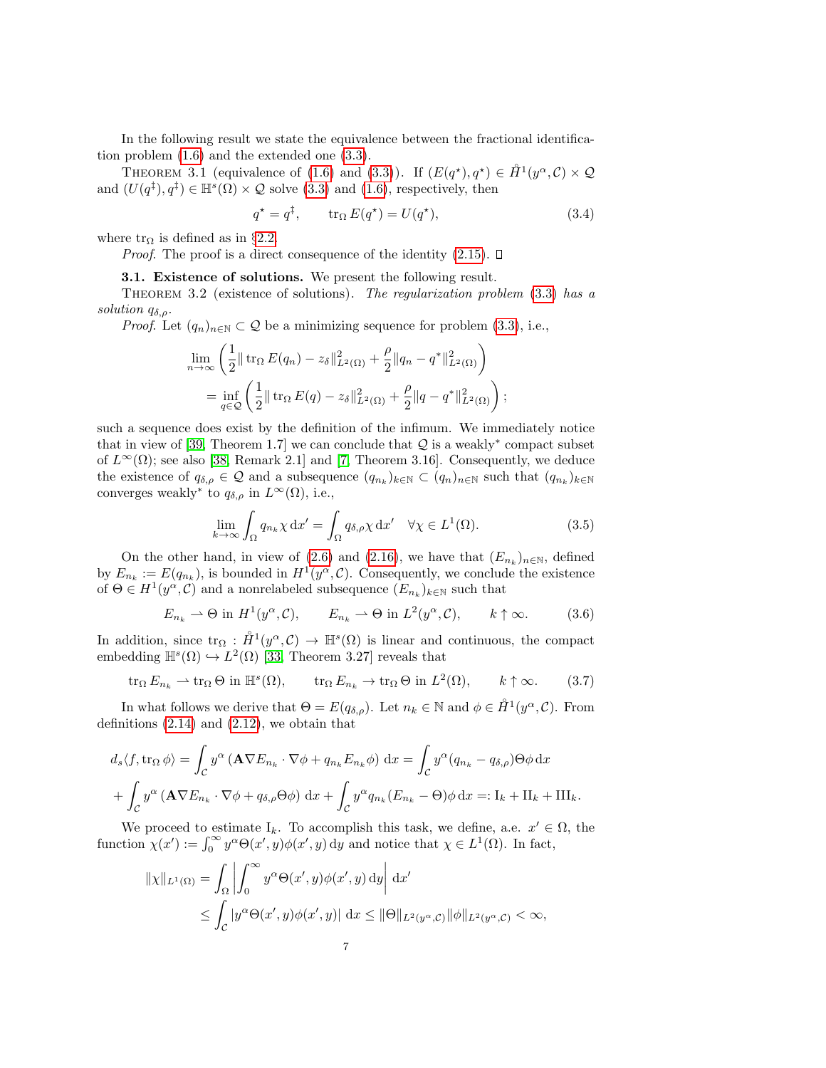In the following result we state the equivalence between the fractional identification problem (1.6) and the extended one (3.3).

THEOREM 3.1 (equivalence of (1.6) and (3.3)). *If $(E(q^\star), q^\star) \in \mathring{H}^1(y^\alpha, \mathcal{C}) \times \mathcal{Q}$ and $(U(q^\ddagger), q^\ddagger) \in \mathbb{H}^s(\Omega) \times \mathcal{Q}$ solve (3.3) and (1.6), respectively, then*

$$q^\star = q^\ddagger, \qquad \operatorname{tr}_\Omega E(q^\star) = U(q^\star), \tag{3.4}$$

*where* $\operatorname{tr}_\Omega$ *is defined as in* §2.2.

*Proof.* The proof is a direct consequence of the identity (2.15). □

**3.1. Existence of solutions.** We present the following result.

THEOREM 3.2 (existence of solutions). *The regularization problem (3.3) has a solution $q_{\delta,\rho}$.*

*Proof.* Let $(q_n)_{n\in\mathbb{N}} \subset \mathcal{Q}$ be a minimizing sequence for problem (3.3), i.e.,

$$\begin{aligned}
&\lim_{n\to\infty} \left( \frac{1}{2} \| \operatorname{tr}_\Omega E(q_n) - z_\delta \|^2_{L^2(\Omega)} + \frac{\rho}{2} \| q_n - q^* \|^2_{L^2(\Omega)} \right) \\
&\quad = \inf_{q\in\mathcal{Q}} \left( \frac{1}{2} \| \operatorname{tr}_\Omega E(q) - z_\delta \|^2_{L^2(\Omega)} + \frac{\rho}{2} \| q - q^* \|^2_{L^2(\Omega)} \right);
\end{aligned}$$

such a sequence does exist by the definition of the infimum. We immediately notice that in view of [39, Theorem 1.7] we can conclude that $\mathcal{Q}$ is a weakly$^*$ compact subset of $L^\infty(\Omega)$; see also [38, Remark 2.1] and [7, Theorem 3.16]. Consequently, we deduce the existence of $q_{\delta,\rho} \in \mathcal{Q}$ and a subsequence $(q_{n_k})_{k\in\mathbb{N}} \subset (q_n)_{n\in\mathbb{N}}$ such that $(q_{n_k})_{k\in\mathbb{N}}$ converges weakly$^*$ to $q_{\delta,\rho}$ in $L^\infty(\Omega)$, i.e.,

$$\lim_{k\to\infty} \int_\Omega q_{n_k} \chi \, \mathrm{d}x' = \int_\Omega q_{\delta,\rho} \chi \, \mathrm{d}x' \quad \forall \chi \in L^1(\Omega). \tag{3.5}$$

On the other hand, in view of (2.6) and (2.16), we have that $(E_{n_k})_{n\in\mathbb{N}}$, defined by $E_{n_k} := E(q_{n_k})$, is bounded in $H^1(y^\alpha, \mathcal{C})$. Consequently, we conclude the existence of $\Theta \in H^1(y^\alpha, \mathcal{C})$ and a nonrelabeled subsequence $(E_{n_k})_{k\in\mathbb{N}}$ such that

$$E_{n_k} \rightharpoonup \Theta \text{ in } H^1(y^\alpha, \mathcal{C}), \qquad E_{n_k} \rightharpoonup \Theta \text{ in } L^2(y^\alpha, \mathcal{C}), \qquad k \uparrow \infty. \tag{3.6}$$

In addition, since $\operatorname{tr}_\Omega : \mathring{H}^1(y^\alpha, \mathcal{C}) \to \mathbb{H}^s(\Omega)$ is linear and continuous, the compact embedding $\mathbb{H}^s(\Omega) \hookrightarrow L^2(\Omega)$ [33, Theorem 3.27] reveals that

$$\operatorname{tr}_\Omega E_{n_k} \rightharpoonup \operatorname{tr}_\Omega \Theta \text{ in } \mathbb{H}^s(\Omega), \qquad \operatorname{tr}_\Omega E_{n_k} \to \operatorname{tr}_\Omega \Theta \text{ in } L^2(\Omega), \qquad k \uparrow \infty. \tag{3.7}$$

In what follows we derive that $\Theta = E(q_{\delta,\rho})$. Let $n_k \in \mathbb{N}$ and $\phi \in \mathring{H}^1(y^\alpha, \mathcal{C})$. From definitions (2.14) and (2.12), we obtain that

$$\begin{aligned}
d_s \langle f, \operatorname{tr}_\Omega \phi \rangle &= \int_\mathcal{C} y^\alpha \left( \mathbf{A} \nabla E_{n_k} \cdot \nabla \phi + q_{n_k} E_{n_k} \phi \right) \mathrm{d}x = \int_\mathcal{C} y^\alpha (q_{n_k} - q_{\delta,\rho}) \Theta \phi \, \mathrm{d}x \\
&+ \int_\mathcal{C} y^\alpha \left( \mathbf{A} \nabla E_{n_k} \cdot \nabla \phi + q_{\delta,\rho} \Theta \phi \right) \mathrm{d}x + \int_\mathcal{C} y^\alpha q_{n_k} (E_{n_k} - \Theta) \phi \, \mathrm{d}x =: \mathrm{I}_k + \mathrm{II}_k + \mathrm{III}_k.
\end{aligned}$$

We proceed to estimate $\mathrm{I}_k$. To accomplish this task, we define, a.e. $x' \in \Omega$, the function $\chi(x') := \int_0^\infty y^\alpha \Theta(x', y) \phi(x', y) \, \mathrm{d}y$ and notice that $\chi \in L^1(\Omega)$. In fact,

$$\begin{aligned}
\|\chi\|_{L^1(\Omega)} &= \int_\Omega \left| \int_0^\infty y^\alpha \Theta(x', y) \phi(x', y) \, \mathrm{d}y \right| \mathrm{d}x' \\
&\le \int_\mathcal{C} |y^\alpha \Theta(x', y) \phi(x', y)| \, \mathrm{d}x \le \|\Theta\|_{L^2(y^\alpha, \mathcal{C})} \|\phi\|_{L^2(y^\alpha, \mathcal{C})} < \infty,
\end{aligned}$$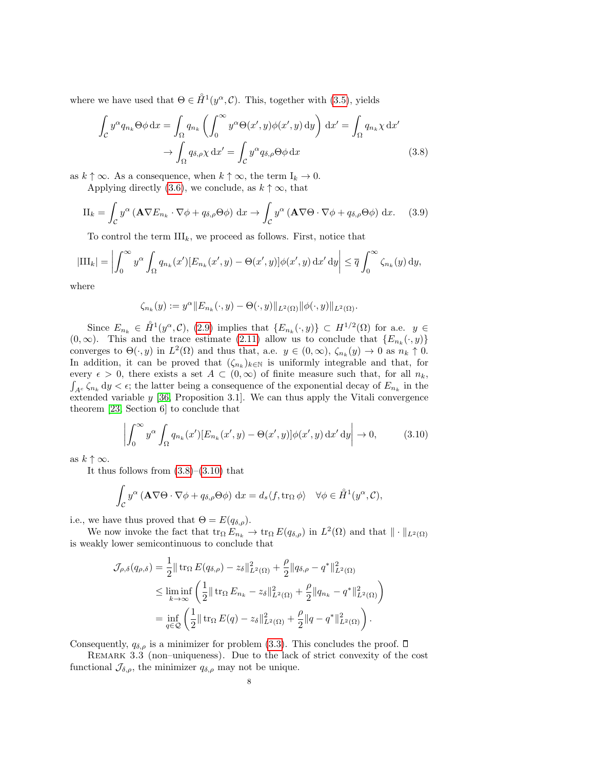where we have used that $\Theta \in \mathring{H}^1(y^\alpha, \mathcal{C})$. This, together with (3.5), yields

$$\int_{\mathcal{C}} y^\alpha q_{n_k} \Theta \phi \, \mathrm{d}x = \int_\Omega q_{n_k} \left( \int_0^\infty y^\alpha \Theta(x', y) \phi(x', y) \, \mathrm{d}y \right) \mathrm{d}x' = \int_\Omega q_{n_k} \chi \, \mathrm{d}x'$$
$$\to \int_\Omega q_{\delta,\rho} \chi \, \mathrm{d}x' = \int_{\mathcal{C}} y^\alpha q_{\delta,\rho} \Theta \phi \, \mathrm{d}x \tag{3.8}$$

as $k \uparrow \infty$. As a consequence, when $k \uparrow \infty$, the term $\mathrm{I}_k \to 0$.

Applying directly (3.6), we conclude, as $k \uparrow \infty$, that

$$\mathrm{II}_k = \int_{\mathcal{C}} y^\alpha \left( \mathbf{A} \nabla E_{n_k} \cdot \nabla \phi + q_{\delta,\rho} \Theta \phi \right) \mathrm{d}x \to \int_{\mathcal{C}} y^\alpha \left( \mathbf{A} \nabla \Theta \cdot \nabla \phi + q_{\delta,\rho} \Theta \phi \right) \mathrm{d}x. \tag{3.9}$$

To control the term $\mathrm{III}_k$, we proceed as follows. First, notice that

$$|\mathrm{III}_k| = \left| \int_0^\infty y^\alpha \int_\Omega q_{n_k}(x') [E_{n_k}(x', y) - \Theta(x', y)] \phi(x', y) \, \mathrm{d}x' \, \mathrm{d}y \right| \leq \overline{q} \int_0^\infty \zeta_{n_k}(y) \, \mathrm{d}y,$$

where

$$\zeta_{n_k}(y) := y^\alpha \| E_{n_k}(\cdot, y) - \Theta(\cdot, y) \|_{L^2(\Omega)} \| \phi(\cdot, y) \|_{L^2(\Omega)}.$$

Since $E_{n_k} \in \mathring{H}^1(y^\alpha, \mathcal{C})$, (2.9) implies that $\{E_{n_k}(\cdot, y)\} \subset H^{1/2}(\Omega)$ for a.e. $y \in (0, \infty)$. This and the trace estimate (2.11) allow us to conclude that $\{E_{n_k}(\cdot, y)\}$ converges to $\Theta(\cdot, y)$ in $L^2(\Omega)$ and thus that, a.e. $y \in (0, \infty)$, $\zeta_{n_k}(y) \to 0$ as $n_k \uparrow 0$. In addition, it can be proved that $(\zeta_{n_k})_{k \in \mathbb{N}}$ is uniformly integrable and that, for every $\epsilon > 0$, there exists a set $A \subset (0, \infty)$ of finite measure such that, for all $n_k$, $\int_{A^c} \zeta_{n_k} \, \mathrm{d}y < \epsilon$; the latter being a consequence of the exponential decay of $E_{n_k}$ in the extended variable $y$ [36, Proposition 3.1]. We can thus apply the Vitali convergence theorem [23, Section 6] to conclude that

$$\left| \int_0^\infty y^\alpha \int_\Omega q_{n_k}(x') [E_{n_k}(x', y) - \Theta(x', y)] \phi(x', y) \, \mathrm{d}x' \, \mathrm{d}y \right| \to 0, \tag{3.10}$$

as $k \uparrow \infty$.

It thus follows from (3.8)–(3.10) that

$$\int_{\mathcal{C}} y^\alpha \left( \mathbf{A} \nabla \Theta \cdot \nabla \phi + q_{\delta,\rho} \Theta \phi \right) \mathrm{d}x = d_s \langle f, \operatorname{tr}_\Omega \phi \rangle \quad \forall \phi \in \mathring{H}^1(y^\alpha, \mathcal{C}),$$

i.e., we have thus proved that $\Theta = E(q_{\delta,\rho})$.

We now invoke the fact that $\operatorname{tr}_\Omega E_{n_k} \to \operatorname{tr}_\Omega E(q_{\delta,\rho})$ in $L^2(\Omega)$ and that $\| \cdot \|_{L^2(\Omega)}$ is weakly lower semicontinuous to conclude that

$$\begin{aligned}
\mathcal{J}_{\rho,\delta}(q_{\rho,\delta}) &= \frac{1}{2} \| \operatorname{tr}_\Omega E(q_{\delta,\rho}) - z_\delta \|_{L^2(\Omega)}^2 + \frac{\rho}{2} \| q_{\delta,\rho} - q^* \|_{L^2(\Omega)}^2 \\
&\leq \liminf_{k \to \infty} \left( \frac{1}{2} \| \operatorname{tr}_\Omega E_{n_k} - z_\delta \|_{L^2(\Omega)}^2 + \frac{\rho}{2} \| q_{n_k} - q^* \|_{L^2(\Omega)}^2 \right) \\
&= \inf_{q \in \mathcal{Q}} \left( \frac{1}{2} \| \operatorname{tr}_\Omega E(q) - z_\delta \|_{L^2(\Omega)}^2 + \frac{\rho}{2} \| q - q^* \|_{L^2(\Omega)}^2 \right).
\end{aligned}$$

Consequently, $q_{\delta,\rho}$ is a minimizer for problem (3.3). This concludes the proof. ☐

Remark 3.3 (non–uniqueness). Due to the lack of strict convexity of the cost functional $\mathcal{J}_{\delta,\rho}$, the minimizer $q_{\delta,\rho}$ may not be unique.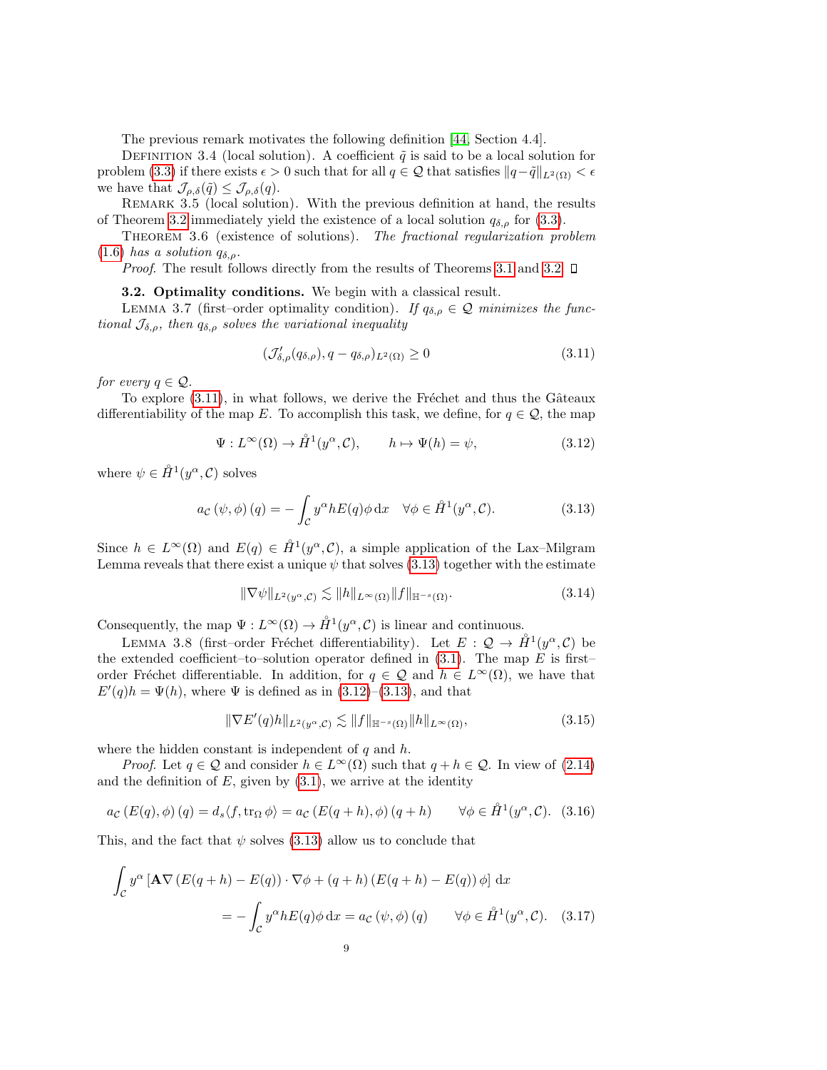The previous remark motivates the following definition [44, Section 4.4].

Definition 3.4 (local solution). A coefficient $\tilde{q}$ is said to be a local solution for problem (3.3) if there exists $\epsilon > 0$ such that for all $q \in \mathcal{Q}$ that satisfies $\|q - \tilde{q}\|_{L^2(\Omega)} < \epsilon$ we have that $\mathcal{J}_{\rho,\delta}(\tilde{q}) \leq \mathcal{J}_{\rho,\delta}(q)$.

Remark 3.5 (local solution). With the previous definition at hand, the results of Theorem 3.2 immediately yield the existence of a local solution $q_{\delta,\rho}$ for (3.3).

Theorem 3.6 (existence of solutions). *The fractional regularization problem* (1.6) *has a solution* $q_{\delta,\rho}$.

*Proof.* The result follows directly from the results of Theorems 3.1 and 3.2. ☐

**3.2. Optimality conditions.** We begin with a classical result.

Lemma 3.7 (first–order optimality condition). *If $q_{\delta,\rho} \in \mathcal{Q}$ minimizes the functional $\mathcal{J}_{\delta,\rho}$, then $q_{\delta,\rho}$ solves the variational inequality*

$$(\mathcal{J}'_{\delta,\rho}(q_{\delta,\rho}), q - q_{\delta,\rho})_{L^2(\Omega)} \geq 0 \tag{3.11}$$

*for every $q \in \mathcal{Q}$.*

To explore (3.11), in what follows, we derive the Fréchet and thus the Gâteaux differentiability of the map $E$. To accomplish this task, we define, for $q \in \mathcal{Q}$, the map

$$\Psi : L^\infty(\Omega) \to \mathring{H}^1(y^\alpha, \mathcal{C}), \qquad h \mapsto \Psi(h) = \psi, \tag{3.12}$$

where $\psi \in \mathring{H}^1(y^\alpha, \mathcal{C})$ solves

$$a_{\mathcal{C}}(\psi, \phi)(q) = -\int_{\mathcal{C}} y^\alpha h E(q) \phi \, \mathrm{d}x \quad \forall \phi \in \mathring{H}^1(y^\alpha, \mathcal{C}). \tag{3.13}$$

Since $h \in L^\infty(\Omega)$ and $E(q) \in \mathring{H}^1(y^\alpha, \mathcal{C})$, a simple application of the Lax–Milgram Lemma reveals that there exist a unique $\psi$ that solves (3.13) together with the estimate

$$\|\nabla \psi\|_{L^2(y^\alpha, \mathcal{C})} \lesssim \|h\|_{L^\infty(\Omega)} \|f\|_{\mathbb{H}^{-s}(\Omega)}. \tag{3.14}$$

Consequently, the map $\Psi : L^\infty(\Omega) \to \mathring{H}^1(y^\alpha, \mathcal{C})$ is linear and continuous.

Lemma 3.8 (first–order Fréchet differentiability). *Let $E : \mathcal{Q} \to \mathring{H}^1(y^\alpha, \mathcal{C})$ be the extended coefficient–to–solution operator defined in* (3.1). *The map $E$ is first–order Fréchet differentiable. In addition, for $q \in \mathcal{Q}$ and $h \in L^\infty(\Omega)$, we have that $E'(q)h = \Psi(h)$, where $\Psi$ is defined as in* (3.12)*–*(3.13)*, and that*

$$\|\nabla E'(q)h\|_{L^2(y^\alpha, \mathcal{C})} \lesssim \|f\|_{\mathbb{H}^{-s}(\Omega)} \|h\|_{L^\infty(\Omega)}, \tag{3.15}$$

*where the hidden constant is independent of $q$ and $h$.*

*Proof.* Let $q \in \mathcal{Q}$ and consider $h \in L^\infty(\Omega)$ such that $q + h \in \mathcal{Q}$. In view of (2.14) and the definition of $E$, given by (3.1), we arrive at the identity

$$a_{\mathcal{C}}(E(q), \phi)(q) = d_s \langle f, \operatorname{tr}_\Omega \phi \rangle = a_{\mathcal{C}}(E(q+h), \phi)(q+h) \qquad \forall \phi \in \mathring{H}^1(y^\alpha, \mathcal{C}). \tag{3.16}$$

This, and the fact that $\psi$ solves (3.13) allow us to conclude that

$$\begin{aligned} \int_{\mathcal{C}} y^\alpha \left[ \mathbf{A} \nabla \left( E(q+h) - E(q) \right) \cdot \nabla \phi + (q+h) \left( E(q+h) - E(q) \right) \phi \right] \mathrm{d}x \\ = -\int_{\mathcal{C}} y^\alpha h E(q) \phi \, \mathrm{d}x = a_{\mathcal{C}}(\psi, \phi)(q) \qquad \forall \phi \in \mathring{H}^1(y^\alpha, \mathcal{C}). \end{aligned} \tag{3.17}$$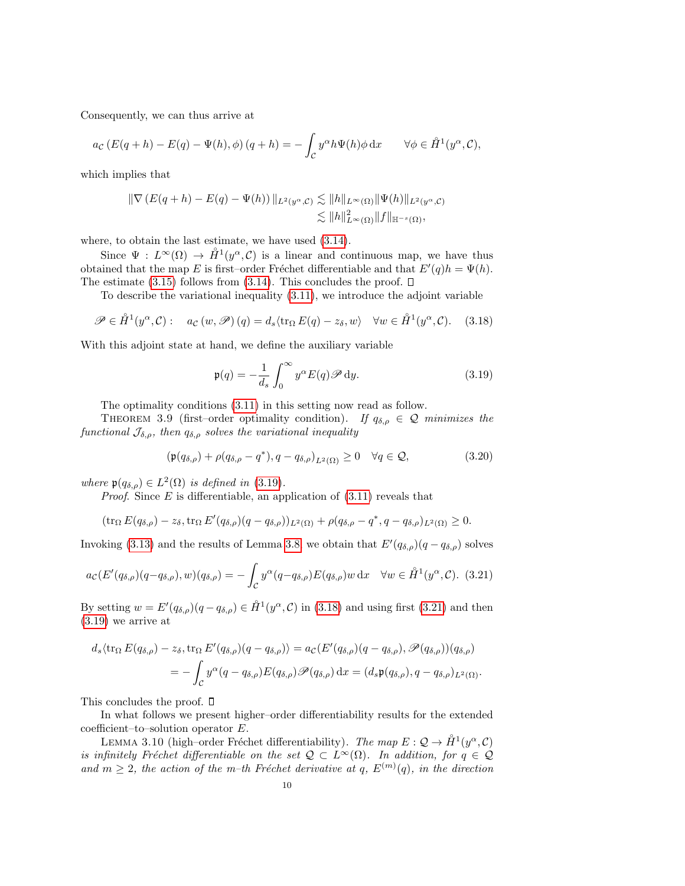Consequently, we can thus arrive at

$$a_{\mathcal{C}}\left(E(q+h) - E(q) - \Psi(h), \phi\right)(q+h) = -\int_{\mathcal{C}} y^{\alpha} h \Psi(h) \phi \, \mathrm{d}x \qquad \forall \phi \in \mathring{H}^1(y^{\alpha}, \mathcal{C}),$$

which implies that

$$\begin{aligned}
\|\nabla\left(E(q+h) - E(q) - \Psi(h)\right)\|_{L^2(y^{\alpha},\mathcal{C})} &\lesssim \|h\|_{L^{\infty}(\Omega)} \|\Psi(h)\|_{L^2(y^{\alpha},\mathcal{C})} \\
&\lesssim \|h\|^2_{L^{\infty}(\Omega)} \|f\|_{\mathbb{H}^{-s}(\Omega)},
\end{aligned}$$

where, to obtain the last estimate, we have used (3.14).

Since $\Psi : L^{\infty}(\Omega) \to \mathring{H}^1(y^{\alpha}, \mathcal{C})$ is a linear and continuous map, we have thus obtained that the map $E$ is first–order Fréchet differentiable and that $E'(q)h = \Psi(h)$. The estimate (3.15) follows from (3.14). This concludes the proof. $\square$

To describe the variational inequality (3.11), we introduce the adjoint variable

$$\mathscr{P} \in \mathring{H}^1(y^{\alpha}, \mathcal{C}) : \quad a_{\mathcal{C}}\left(w, \mathscr{P}\right)(q) = d_s \langle \operatorname{tr}_{\Omega} E(q) - z_{\delta}, w \rangle \quad \forall w \in \mathring{H}^1(y^{\alpha}, \mathcal{C}). \quad (3.18)$$

With this adjoint state at hand, we define the auxiliary variable

$$\mathfrak{p}(q) = -\frac{1}{d_s} \int_0^{\infty} y^{\alpha} E(q) \mathscr{P} \, \mathrm{d}y. \quad (3.19)$$

The optimality conditions (3.11) in this setting now read as follow.

Theorem 3.9 (first–order optimality condition). *If $q_{\delta,\rho} \in \mathcal{Q}$ minimizes the functional $\mathcal{J}_{\delta,\rho}$, then $q_{\delta,\rho}$ solves the variational inequality*

$$\left(\mathfrak{p}(q_{\delta,\rho}) + \rho(q_{\delta,\rho} - q^*), q - q_{\delta,\rho}\right)_{L^2(\Omega)} \geq 0 \quad \forall q \in \mathcal{Q}, \quad (3.20)$$

*where $\mathfrak{p}(q_{\delta,\rho}) \in L^2(\Omega)$ is defined in (3.19).*

*Proof.* Since $E$ is differentiable, an application of (3.11) reveals that

$$(\operatorname{tr}_{\Omega} E(q_{\delta,\rho}) - z_{\delta}, \operatorname{tr}_{\Omega} E'(q_{\delta,\rho})(q - q_{\delta,\rho}))_{L^2(\Omega)} + \rho(q_{\delta,\rho} - q^*, q - q_{\delta,\rho})_{L^2(\Omega)} \geq 0.$$

Invoking (3.13) and the results of Lemma 3.8, we obtain that $E'(q_{\delta,\rho})(q - q_{\delta,\rho})$ solves

$$a_{\mathcal{C}}(E'(q_{\delta,\rho})(q - q_{\delta,\rho}), w)(q_{\delta,\rho}) = -\int_{\mathcal{C}} y^{\alpha}(q - q_{\delta,\rho}) E(q_{\delta,\rho}) w \, \mathrm{d}x \quad \forall w \in \mathring{H}^1(y^{\alpha}, \mathcal{C}). \quad (3.21)$$

By setting $w = E'(q_{\delta,\rho})(q - q_{\delta,\rho}) \in \mathring{H}^1(y^{\alpha}, \mathcal{C})$ in (3.18) and using first (3.21) and then (3.19) we arrive at

$$\begin{aligned}
d_s \langle \operatorname{tr}_{\Omega} E(q_{\delta,\rho}) - z_{\delta}, \operatorname{tr}_{\Omega} E'(q_{\delta,\rho})(q - q_{\delta,\rho}) \rangle &= a_{\mathcal{C}}(E'(q_{\delta,\rho})(q - q_{\delta,\rho}), \mathscr{P}(q_{\delta,\rho}))(q_{\delta,\rho}) \\
&= -\int_{\mathcal{C}} y^{\alpha}(q - q_{\delta,\rho}) E(q_{\delta,\rho}) \mathscr{P}(q_{\delta,\rho}) \, \mathrm{d}x = (d_s \mathfrak{p}(q_{\delta,\rho}), q - q_{\delta,\rho})_{L^2(\Omega)}.
\end{aligned}$$

This concludes the proof. $\square$

In what follows we present higher–order differentiability results for the extended coefficient–to–solution operator $E$.

Lemma 3.10 (high–order Fréchet differentiability). *The map $E : \mathcal{Q} \to \mathring{H}^1(y^{\alpha}, \mathcal{C})$ is infinitely Fréchet differentiable on the set $\mathcal{Q} \subset L^{\infty}(\Omega)$. In addition, for $q \in \mathcal{Q}$ and $m \geq 2$, the action of the $m$–th Fréchet derivative at $q$, $E^{(m)}(q)$, in the direction*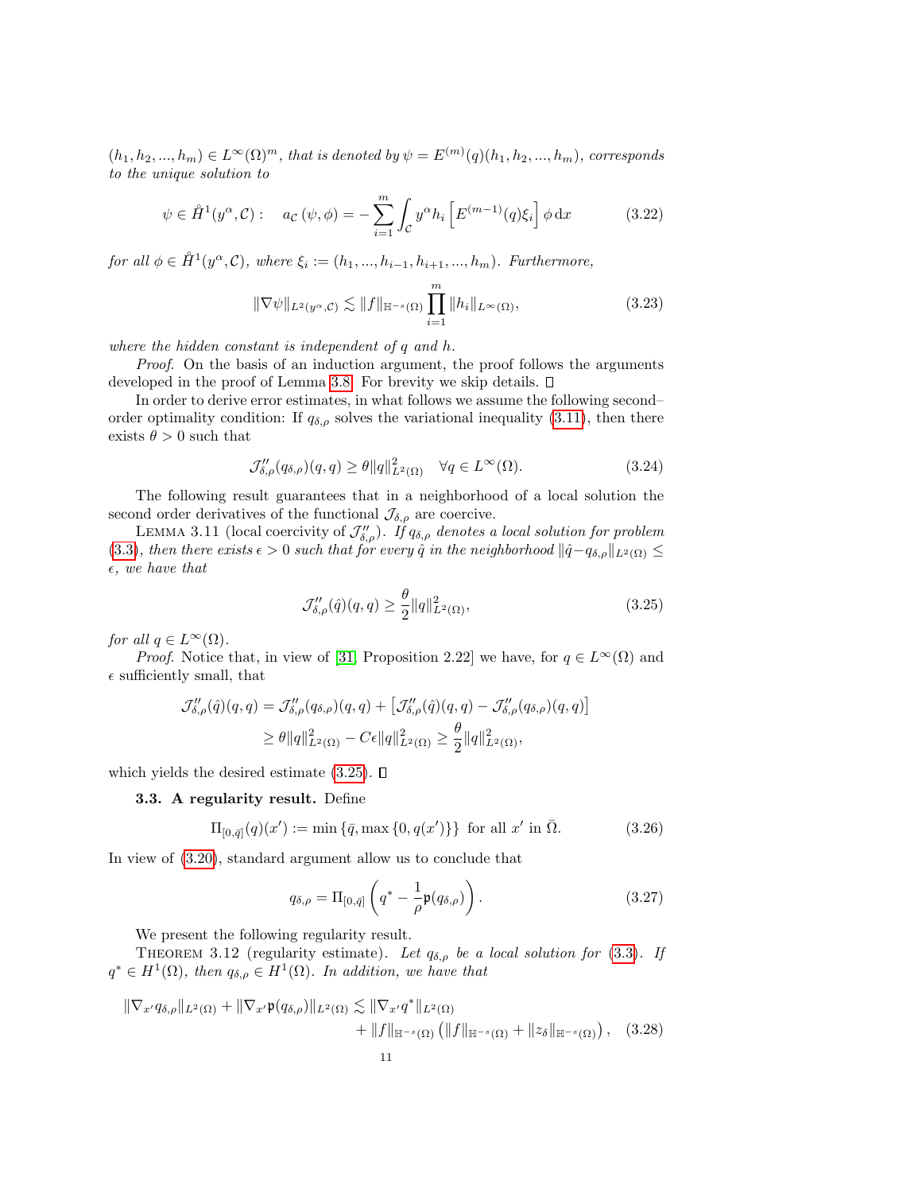$(h_1, h_2, ..., h_m) \in L^\infty(\Omega)^m$, *that is denoted by* $\psi = E^{(m)}(q)(h_1, h_2, ..., h_m)$, *corresponds to the unique solution to*

$$\psi \in \mathring{H}^1(y^\alpha, \mathcal{C}) : \quad a_{\mathcal{C}}(\psi, \phi) = -\sum_{i=1}^{m} \int_{\mathcal{C}} y^\alpha h_i \left[ E^{(m-1)}(q)\xi_i \right] \phi \, \mathrm{d}x \tag{3.22}$$

*for all* $\phi \in \mathring{H}^1(y^\alpha, \mathcal{C})$, *where* $\xi_i := (h_1, ..., h_{i-1}, h_{i+1}, ..., h_m)$. *Furthermore,*

$$\|\nabla \psi\|_{L^2(y^\alpha, \mathcal{C})} \lesssim \|f\|_{\mathbb{H}^{-s}(\Omega)} \prod_{i=1}^{m} \|h_i\|_{L^\infty(\Omega)}, \tag{3.23}$$

*where the hidden constant is independent of* $q$ *and* $h$.

*Proof.* On the basis of an induction argument, the proof follows the arguments developed in the proof of Lemma 3.8. For brevity we skip details. □

In order to derive error estimates, in what follows we assume the following second–order optimality condition: If $q_{\delta,\rho}$ solves the variational inequality (3.11), then there exists $\theta > 0$ such that

$$\mathcal{J}''_{\delta,\rho}(q_{\delta,\rho})(q, q) \geq \theta \|q\|^2_{L^2(\Omega)} \quad \forall q \in L^\infty(\Omega). \tag{3.24}$$

The following result guarantees that in a neighborhood of a local solution the second order derivatives of the functional $\mathcal{J}_{\delta,\rho}$ are coercive.

Lemma 3.11 (local coercivity of $\mathcal{J}''_{\delta,\rho}$). *If* $q_{\delta,\rho}$ *denotes a local solution for problem* (3.3), *then there exists* $\epsilon > 0$ *such that for every* $\hat{q}$ *in the neighborhood* $\|\hat{q} - q_{\delta,\rho}\|_{L^2(\Omega)} \leq \epsilon$, *we have that*

$$\mathcal{J}''_{\delta,\rho}(\hat{q})(q, q) \geq \frac{\theta}{2} \|q\|^2_{L^2(\Omega)}, \tag{3.25}$$

*for all* $q \in L^\infty(\Omega)$.

*Proof.* Notice that, in view of [31, Proposition 2.22] we have, for $q \in L^\infty(\Omega)$ and $\epsilon$ sufficiently small, that

$$\begin{aligned}
\mathcal{J}''_{\delta,\rho}(\hat{q})(q, q) &= \mathcal{J}''_{\delta,\rho}(q_{\delta,\rho})(q, q) + \left[ \mathcal{J}''_{\delta,\rho}(\hat{q})(q, q) - \mathcal{J}''_{\delta,\rho}(q_{\delta,\rho})(q, q) \right] \\
&\geq \theta \|q\|^2_{L^2(\Omega)} - C\epsilon \|q\|^2_{L^2(\Omega)} \geq \frac{\theta}{2} \|q\|^2_{L^2(\Omega)},
\end{aligned}$$

which yields the desired estimate (3.25). □

**3.3. A regularity result.** Define

$$\Pi_{[0,\bar{q}]}(q)(x') := \min \{\bar{q}, \max \{0, q(x')\}\} \text{ for all } x' \text{ in } \bar{\Omega}. \tag{3.26}$$

In view of (3.20), standard argument allow us to conclude that

$$q_{\delta,\rho} = \Pi_{[0,\bar{q}]} \left( q^* - \frac{1}{\rho} \mathfrak{p}(q_{\delta,\rho}) \right). \tag{3.27}$$

We present the following regularity result.

Theorem 3.12 (regularity estimate). *Let* $q_{\delta,\rho}$ *be a local solution for* (3.3). *If* $q^* \in H^1(\Omega)$, *then* $q_{\delta,\rho} \in H^1(\Omega)$. *In addition, we have that*

$$\begin{aligned}
\|\nabla_{x'} q_{\delta,\rho}\|_{L^2(\Omega)} + \|\nabla_{x'} \mathfrak{p}(q_{\delta,\rho})\|_{L^2(\Omega)} \lesssim &\|\nabla_{x'} q^*\|_{L^2(\Omega)} \\
&+ \|f\|_{\mathbb{H}^{-s}(\Omega)} \left( \|f\|_{\mathbb{H}^{-s}(\Omega)} + \|z_\delta\|_{\mathbb{H}^{-s}(\Omega)} \right),
\end{aligned} \tag{3.28}$$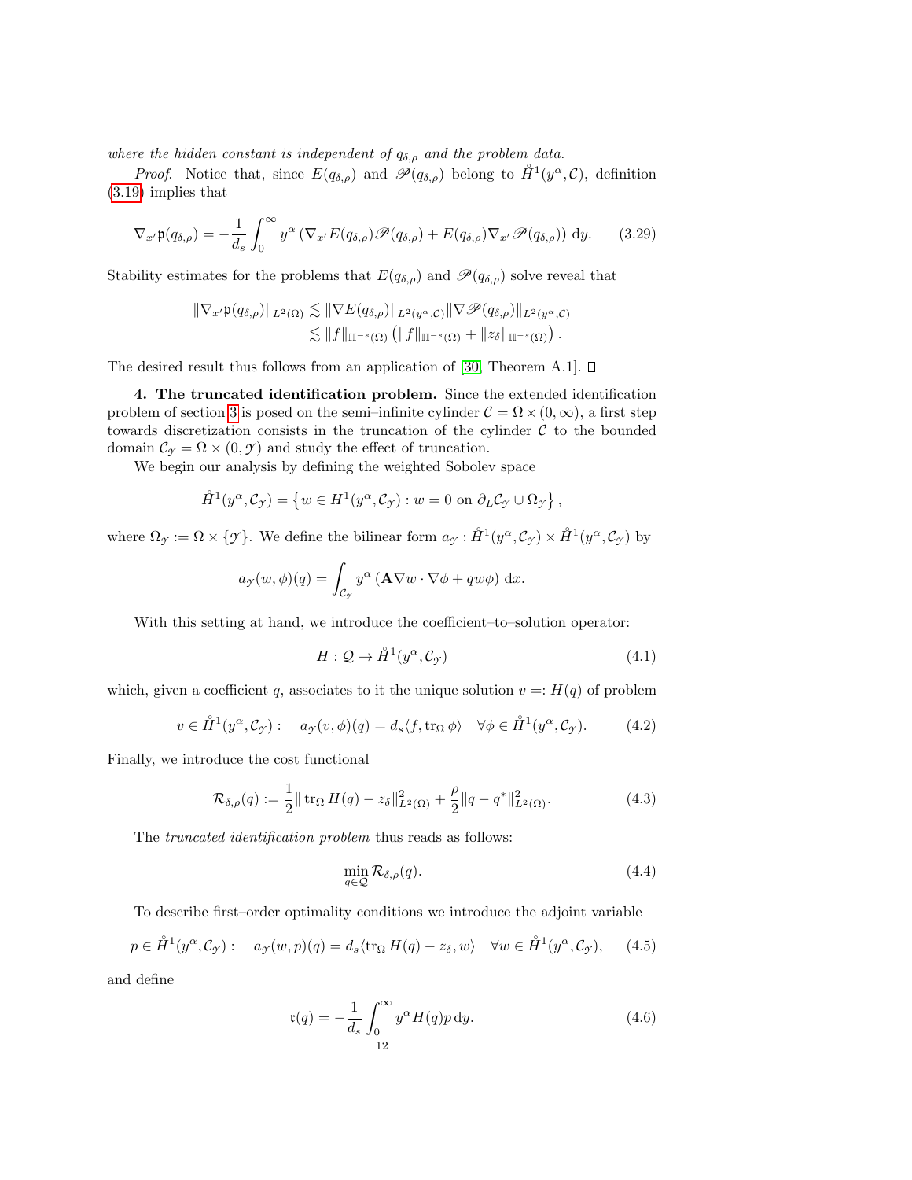*where the hidden constant is independent of $q_{\delta,\rho}$ and the problem data.*

*Proof.* Notice that, since $E(q_{\delta,\rho})$ and $\mathscr{P}(q_{\delta,\rho})$ belong to $\mathring{H}^1(y^\alpha,\mathcal{C})$, definition (3.19) implies that

$$\nabla_{x'}\mathfrak{p}(q_{\delta,\rho}) = -\frac{1}{d_s}\int_0^\infty y^\alpha \left(\nabla_{x'}E(q_{\delta,\rho})\mathscr{P}(q_{\delta,\rho}) + E(q_{\delta,\rho})\nabla_{x'}\mathscr{P}(q_{\delta,\rho})\right)\mathrm{d}y. \tag{3.29}$$

Stability estimates for the problems that $E(q_{\delta,\rho})$ and $\mathscr{P}(q_{\delta,\rho})$ solve reveal that

$$\begin{aligned}\|\nabla_{x'}\mathfrak{p}(q_{\delta,\rho})\|_{L^2(\Omega)} &\lesssim \|\nabla E(q_{\delta,\rho})\|_{L^2(y^\alpha,\mathcal{C})}\|\nabla \mathscr{P}(q_{\delta,\rho})\|_{L^2(y^\alpha,\mathcal{C})}\\ &\lesssim \|f\|_{\mathbb{H}^{-s}(\Omega)}\left(\|f\|_{\mathbb{H}^{-s}(\Omega)} + \|z_\delta\|_{\mathbb{H}^{-s}(\Omega)}\right).\end{aligned}$$

The desired result thus follows from an application of [30, Theorem A.1]. □

**4. The truncated identification problem.** Since the extended identification problem of section 3 is posed on the semi–infinite cylinder $\mathcal{C} = \Omega\times(0,\infty)$, a first step towards discretization consists in the truncation of the cylinder $\mathcal{C}$ to the bounded domain $\mathcal{C}_\mathcal{Y} = \Omega\times(0,\mathcal{Y})$ and study the effect of truncation.

We begin our analysis by defining the weighted Sobolev space

$$\mathring{H}^1(y^\alpha,\mathcal{C}_\mathcal{Y}) = \left\{w\in H^1(y^\alpha,\mathcal{C}_\mathcal{Y}) : w = 0 \text{ on } \partial_L\mathcal{C}_\mathcal{Y}\cup\Omega_\mathcal{Y}\right\},$$

where $\Omega_\mathcal{Y} := \Omega\times\{\mathcal{Y}\}$. We define the bilinear form $a_\mathcal{Y} : \mathring{H}^1(y^\alpha,\mathcal{C}_\mathcal{Y})\times\mathring{H}^1(y^\alpha,\mathcal{C}_\mathcal{Y})$ by

$$a_\mathcal{Y}(w,\phi)(q) = \int_{\mathcal{C}_\mathcal{Y}} y^\alpha\left(\mathbf{A}\nabla w\cdot\nabla\phi + qw\phi\right)\mathrm{d}x.$$

With this setting at hand, we introduce the coefficient–to–solution operator:

$$H : \mathcal{Q}\to\mathring{H}^1(y^\alpha,\mathcal{C}_\mathcal{Y}) \tag{4.1}$$

which, given a coefficient $q$, associates to it the unique solution $v =: H(q)$ of problem

$$v\in\mathring{H}^1(y^\alpha,\mathcal{C}_\mathcal{Y}) : \quad a_\mathcal{Y}(v,\phi)(q) = d_s\langle f,\operatorname{tr}_\Omega\phi\rangle \quad \forall\phi\in\mathring{H}^1(y^\alpha,\mathcal{C}_\mathcal{Y}). \tag{4.2}$$

Finally, we introduce the cost functional

$$\mathcal{R}_{\delta,\rho}(q) := \frac{1}{2}\|\operatorname{tr}_\Omega H(q) - z_\delta\|^2_{L^2(\Omega)} + \frac{\rho}{2}\|q - q^*\|^2_{L^2(\Omega)}. \tag{4.3}$$

The *truncated identification problem* thus reads as follows:

$$\min_{q\in\mathcal{Q}}\mathcal{R}_{\delta,\rho}(q). \tag{4.4}$$

To describe first–order optimality conditions we introduce the adjoint variable

$$p\in\mathring{H}^1(y^\alpha,\mathcal{C}_\mathcal{Y}) : \quad a_\mathcal{Y}(w,p)(q) = d_s\langle\operatorname{tr}_\Omega H(q) - z_\delta, w\rangle \quad \forall w\in\mathring{H}^1(y^\alpha,\mathcal{C}_\mathcal{Y}), \tag{4.5}$$

and define

$$\mathfrak{r}(q) = -\frac{1}{d_s}\int_0^\infty y^\alpha H(q)p\,\mathrm{d}y. \tag{4.6}$$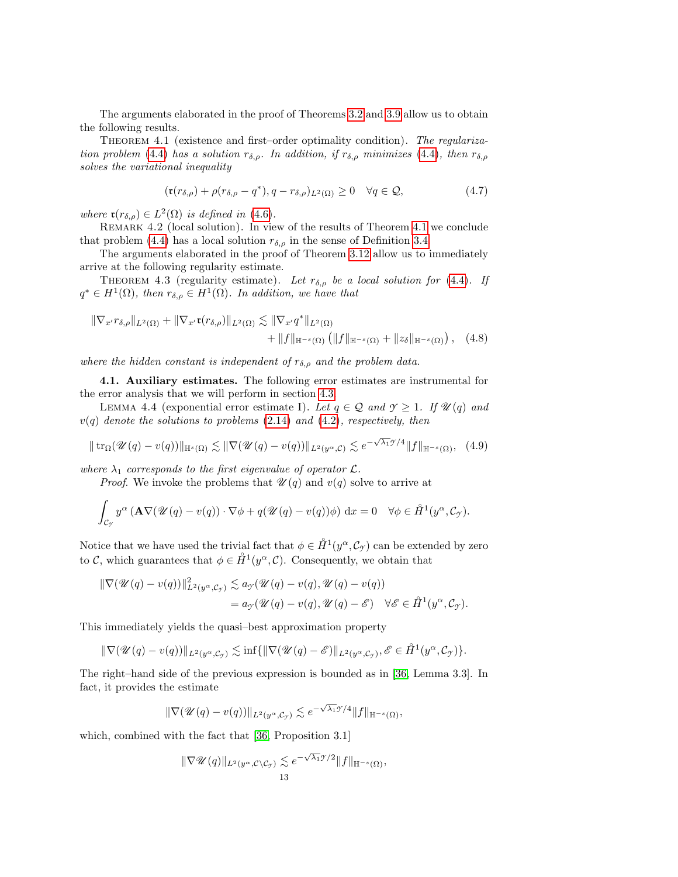The arguments elaborated in the proof of Theorems 3.2 and 3.9 allow us to obtain the following results.

Theorem 4.1 (existence and first–order optimality condition). *The regularization problem (4.4) has a solution $r_{\delta,\rho}$. In addition, if $r_{\delta,\rho}$ minimizes (4.4), then $r_{\delta,\rho}$ solves the variational inequality*

$$(\mathfrak{r}(r_{\delta,\rho}) + \rho(r_{\delta,\rho} - q^*), q - r_{\delta,\rho})_{L^2(\Omega)} \geq 0 \quad \forall q \in \mathcal{Q}, \tag{4.7}$$

*where $\mathfrak{r}(r_{\delta,\rho}) \in L^2(\Omega)$ is defined in (4.6).*

Remark 4.2 (local solution). In view of the results of Theorem 4.1 we conclude that problem (4.4) has a local solution $r_{\delta,\rho}$ in the sense of Definition 3.4.

The arguments elaborated in the proof of Theorem 3.12 allow us to immediately arrive at the following regularity estimate.

Theorem 4.3 (regularity estimate). *Let $r_{\delta,\rho}$ be a local solution for (4.4). If $q^* \in H^1(\Omega)$, then $r_{\delta,\rho} \in H^1(\Omega)$. In addition, we have that*

$$\|\nabla_{x'} r_{\delta,\rho}\|_{L^2(\Omega)} + \|\nabla_{x'} \mathfrak{r}(r_{\delta,\rho})\|_{L^2(\Omega)} \lesssim \|\nabla_{x'} q^*\|_{L^2(\Omega)} + \|f\|_{\mathbb{H}^{-s}(\Omega)} \left( \|f\|_{\mathbb{H}^{-s}(\Omega)} + \|z_\delta\|_{\mathbb{H}^{-s}(\Omega)} \right), \tag{4.8}$$

*where the hidden constant is independent of $r_{\delta,\rho}$ and the problem data.*

**4.1. Auxiliary estimates.** The following error estimates are instrumental for the error analysis that we will perform in section 4.3.

Lemma 4.4 (exponential error estimate I). *Let $q \in \mathcal{Q}$ and $\mathcal{Y} \geq 1$. If $\mathscr{U}(q)$ and $v(q)$ denote the solutions to problems (2.14) and (4.2), respectively, then*

$$\|\operatorname{tr}_\Omega(\mathscr{U}(q) - v(q))\|_{\mathbb{H}^s(\Omega)} \lesssim \|\nabla(\mathscr{U}(q) - v(q))\|_{L^2(y^\alpha, \mathcal{C})} \lesssim e^{-\sqrt{\lambda_1}\mathcal{Y}/4} \|f\|_{\mathbb{H}^{-s}(\Omega)}, \tag{4.9}$$

*where $\lambda_1$ corresponds to the first eigenvalue of operator $\mathcal{L}$.*

*Proof.* We invoke the problems that $\mathscr{U}(q)$ and $v(q)$ solve to arrive at

$$\int_{\mathcal{C}_\mathcal{Y}} y^\alpha \left( \mathbf{A} \nabla(\mathscr{U}(q) - v(q)) \cdot \nabla\phi + q(\mathscr{U}(q) - v(q))\phi \right) \mathrm{d}x = 0 \quad \forall \phi \in \mathring{H}^1(y^\alpha, \mathcal{C}_\mathcal{Y}).$$

Notice that we have used the trivial fact that $\phi \in \mathring{H}^1(y^\alpha, \mathcal{C}_\mathcal{Y})$ can be extended by zero to $\mathcal{C}$, which guarantees that $\phi \in \mathring{H}^1(y^\alpha, \mathcal{C})$. Consequently, we obtain that

$$\begin{aligned}\|\nabla(\mathscr{U}(q) - v(q))\|^2_{L^2(y^\alpha, \mathcal{C}_\mathcal{Y})} &\lesssim a_\mathcal{Y}(\mathscr{U}(q) - v(q), \mathscr{U}(q) - v(q)) \\ &= a_\mathcal{Y}(\mathscr{U}(q) - v(q), \mathscr{U}(q) - \mathscr{E}) \quad \forall \mathscr{E} \in \mathring{H}^1(y^\alpha, \mathcal{C}_\mathcal{Y}).\end{aligned}$$

This immediately yields the quasi–best approximation property

$$\|\nabla(\mathscr{U}(q) - v(q))\|_{L^2(y^\alpha, \mathcal{C}_\mathcal{Y})} \lesssim \inf\{\|\nabla(\mathscr{U}(q) - \mathscr{E})\|_{L^2(y^\alpha, \mathcal{C}_\mathcal{Y})}, \mathscr{E} \in \mathring{H}^1(y^\alpha, \mathcal{C}_\mathcal{Y})\}.$$

The right–hand side of the previous expression is bounded as in [36, Lemma 3.3]. In fact, it provides the estimate

$$\|\nabla(\mathscr{U}(q) - v(q))\|_{L^2(y^\alpha, \mathcal{C}_\mathcal{Y})} \lesssim e^{-\sqrt{\lambda_1}\mathcal{Y}/4} \|f\|_{\mathbb{H}^{-s}(\Omega)},$$

which, combined with the fact that [36, Proposition 3.1]

$$\|\nabla \mathscr{U}(q)\|_{L^2(y^\alpha, \mathcal{C} \setminus \mathcal{C}_\mathcal{Y})} \lesssim e^{-\sqrt{\lambda_1}\mathcal{Y}/2} \|f\|_{\mathbb{H}^{-s}(\Omega)},$$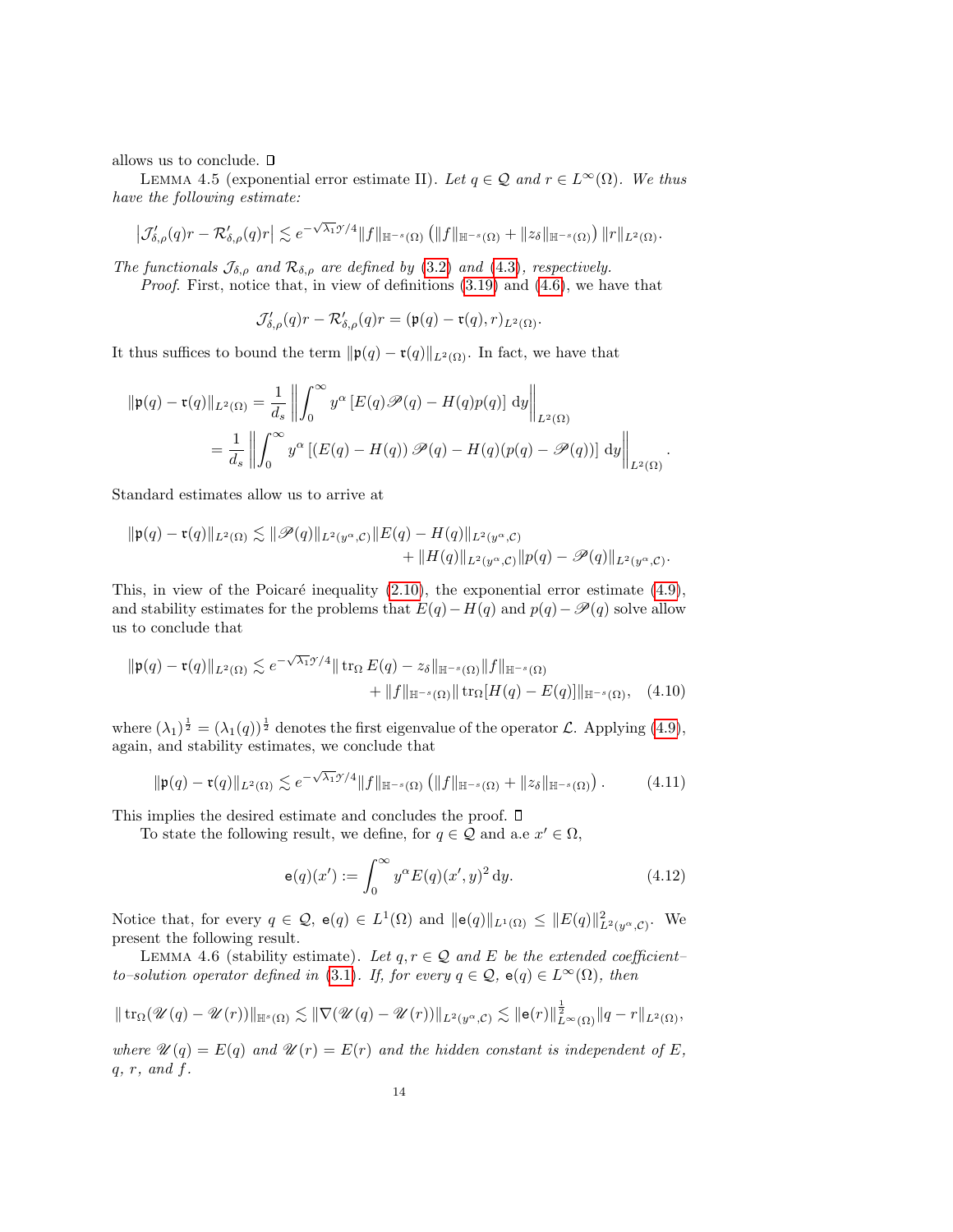allows us to conclude. ◻

LEMMA 4.5 (exponential error estimate II). *Let $q \in \mathcal{Q}$ and $r \in L^\infty(\Omega)$. We thus have the following estimate:*

$$\left|\mathcal{J}'_{\delta,\rho}(q)r - \mathcal{R}'_{\delta,\rho}(q)r\right| \lesssim e^{-\sqrt{\lambda_1}\mathcal{Y}/4}\|f\|_{\mathbb{H}^{-s}(\Omega)}\left(\|f\|_{\mathbb{H}^{-s}(\Omega)} + \|z_\delta\|_{\mathbb{H}^{-s}(\Omega)}\right)\|r\|_{L^2(\Omega)}.$$

*The functionals $\mathcal{J}_{\delta,\rho}$ and $\mathcal{R}_{\delta,\rho}$ are defined by (3.2) and (4.3), respectively.*

*Proof.* First, notice that, in view of definitions (3.19) and (4.6), we have that

$$\mathcal{J}'_{\delta,\rho}(q)r - \mathcal{R}'_{\delta,\rho}(q)r = (\mathfrak{p}(q) - \mathfrak{r}(q), r)_{L^2(\Omega)}.$$

It thus suffices to bound the term $\|\mathfrak{p}(q) - \mathfrak{r}(q)\|_{L^2(\Omega)}$. In fact, we have that

$$\begin{aligned}
\|\mathfrak{p}(q) - \mathfrak{r}(q)\|_{L^2(\Omega)} &= \frac{1}{d_s}\left\|\int_0^\infty y^\alpha\left[E(q)\mathscr{P}(q) - H(q)p(q)\right]\mathrm{d}y\right\|_{L^2(\Omega)} \\
&= \frac{1}{d_s}\left\|\int_0^\infty y^\alpha\left[\left(E(q) - H(q)\right)\mathscr{P}(q) - H(q)(p(q) - \mathscr{P}(q))\right]\mathrm{d}y\right\|_{L^2(\Omega)}.
\end{aligned}$$

Standard estimates allow us to arrive at

$$\begin{aligned}
\|\mathfrak{p}(q) - \mathfrak{r}(q)\|_{L^2(\Omega)} \lesssim \|\mathscr{P}(q)\|_{L^2(y^\alpha,\mathcal{C})}\|E(q) - H(q)\|_{L^2(y^\alpha,\mathcal{C})} \\
+ \|H(q)\|_{L^2(y^\alpha,\mathcal{C})}\|p(q) - \mathscr{P}(q)\|_{L^2(y^\alpha,\mathcal{C})}.
\end{aligned}$$

This, in view of the Poicaré inequality (2.10), the exponential error estimate (4.9), and stability estimates for the problems that $E(q) - H(q)$ and $p(q) - \mathscr{P}(q)$ solve allow us to conclude that

$$\begin{aligned}
\|\mathfrak{p}(q) - \mathfrak{r}(q)\|_{L^2(\Omega)} \lesssim e^{-\sqrt{\lambda_1}\mathcal{Y}/4}\|\operatorname{tr}_\Omega E(q) - z_\delta\|_{\mathbb{H}^{-s}(\Omega)}\|f\|_{\mathbb{H}^{-s}(\Omega)} \\
+ \|f\|_{\mathbb{H}^{-s}(\Omega)}\|\operatorname{tr}_\Omega[H(q) - E(q)]\|_{\mathbb{H}^{-s}(\Omega)}, \quad (4.10)
\end{aligned}$$

where $(\lambda_1)^{\frac{1}{2}} = (\lambda_1(q))^{\frac{1}{2}}$ denotes the first eigenvalue of the operator $\mathcal{L}$. Applying (4.9), again, and stability estimates, we conclude that

$$\|\mathfrak{p}(q) - \mathfrak{r}(q)\|_{L^2(\Omega)} \lesssim e^{-\sqrt{\lambda_1}\mathcal{Y}/4}\|f\|_{\mathbb{H}^{-s}(\Omega)}\left(\|f\|_{\mathbb{H}^{-s}(\Omega)} + \|z_\delta\|_{\mathbb{H}^{-s}(\Omega)}\right). \quad (4.11)$$

This implies the desired estimate and concludes the proof. ◻

To state the following result, we define, for $q \in \mathcal{Q}$ and a.e $x' \in \Omega$,

$$\mathsf{e}(q)(x') := \int_0^\infty y^\alpha E(q)(x', y)^2\,\mathrm{d}y. \quad (4.12)$$

Notice that, for every $q \in \mathcal{Q}$, $\mathsf{e}(q) \in L^1(\Omega)$ and $\|\mathsf{e}(q)\|_{L^1(\Omega)} \leq \|E(q)\|^2_{L^2(y^\alpha,\mathcal{C})}$. We present the following result.

LEMMA 4.6 (stability estimate). *Let $q, r \in \mathcal{Q}$ and $E$ be the extended coefficient–to–solution operator defined in (3.1). If, for every $q \in \mathcal{Q}$, $\mathsf{e}(q) \in L^\infty(\Omega)$, then*

$$\|\operatorname{tr}_\Omega(\mathscr{U}(q) - \mathscr{U}(r))\|_{\mathbb{H}^s(\Omega)} \lesssim \|\nabla(\mathscr{U}(q) - \mathscr{U}(r))\|_{L^2(y^\alpha,\mathcal{C})} \lesssim \|\mathsf{e}(r)\|^{\frac{1}{2}}_{L^\infty(\Omega)}\|q - r\|_{L^2(\Omega)},$$

*where $\mathscr{U}(q) = E(q)$ and $\mathscr{U}(r) = E(r)$ and the hidden constant is independent of $E$, $q$, $r$, and $f$.*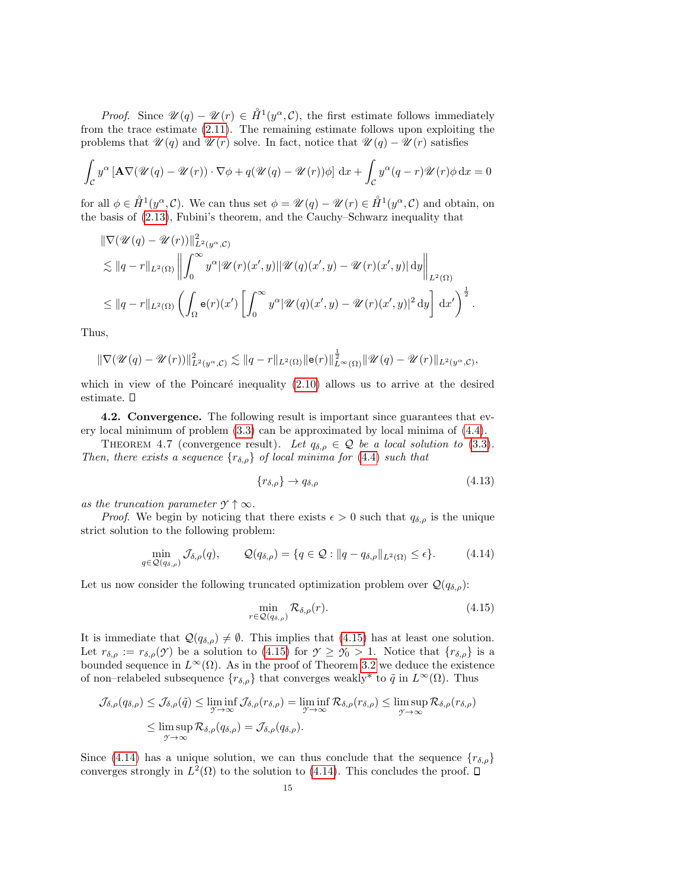*Proof.* Since $\mathscr{U}(q) - \mathscr{U}(r) \in \mathring{H}^1(y^\alpha, \mathcal{C})$, the first estimate follows immediately from the trace estimate (2.11). The remaining estimate follows upon exploiting the problems that $\mathscr{U}(q)$ and $\mathscr{U}(r)$ solve. In fact, notice that $\mathscr{U}(q) - \mathscr{U}(r)$ satisfies

$$\int_{\mathcal{C}} y^\alpha \left[ \mathbf{A}\nabla(\mathscr{U}(q) - \mathscr{U}(r)) \cdot \nabla \phi + q(\mathscr{U}(q) - \mathscr{U}(r))\phi \right] \mathrm{d}x + \int_{\mathcal{C}} y^\alpha (q - r)\mathscr{U}(r)\phi \, \mathrm{d}x = 0$$

for all $\phi \in \mathring{H}^1(y^\alpha, \mathcal{C})$. We can thus set $\phi = \mathscr{U}(q) - \mathscr{U}(r) \in \mathring{H}^1(y^\alpha, \mathcal{C})$ and obtain, on the basis of (2.13), Fubini's theorem, and the Cauchy–Schwarz inequality that

$$
\begin{aligned}
&\|\nabla(\mathscr{U}(q) - \mathscr{U}(r))\|^2_{L^2(y^\alpha,\mathcal{C})} \\
&\lesssim \|q - r\|_{L^2(\Omega)} \left\| \int_0^\infty y^\alpha |\mathscr{U}(r)(x', y)||\mathscr{U}(q)(x', y) - \mathscr{U}(r)(x', y)| \, \mathrm{d}y \right\|_{L^2(\Omega)} \\
&\leq \|q - r\|_{L^2(\Omega)} \left( \int_\Omega \mathsf{e}(r)(x') \left[ \int_0^\infty y^\alpha |\mathscr{U}(q)(x', y) - \mathscr{U}(r)(x', y)|^2 \, \mathrm{d}y \right] \mathrm{d}x' \right)^{\frac{1}{2}}.
\end{aligned}
$$

Thus,

$$\|\nabla(\mathscr{U}(q) - \mathscr{U}(r))\|^2_{L^2(y^\alpha,\mathcal{C})} \lesssim \|q - r\|_{L^2(\Omega)} \|\mathsf{e}(r)\|^{\frac{1}{2}}_{L^\infty(\Omega)} \|\mathscr{U}(q) - \mathscr{U}(r)\|_{L^2(y^\alpha,\mathcal{C})},$$

which in view of the Poincaré inequality (2.10) allows us to arrive at the desired estimate. $\square$

**4.2. Convergence.** The following result is important since guarantees that every local minimum of problem (3.3) can be approximated by local minima of (4.4).

THEOREM 4.7 (convergence result). *Let $q_{\delta,\rho} \in \mathcal{Q}$ be a local solution to (3.3). Then, there exists a sequence $\{r_{\delta,\rho}\}$ of local minima for (4.4) such that*

$$\{r_{\delta,\rho}\} \to q_{\delta,\rho} \tag{4.13}$$

*as the truncation parameter $\mathcal{Y} \uparrow \infty$.*

*Proof.* We begin by noticing that there exists $\epsilon > 0$ such that $q_{\delta,\rho}$ is the unique strict solution to the following problem:

$$\min_{q \in \mathcal{Q}(q_{\delta,\rho})} \mathcal{J}_{\delta,\rho}(q), \qquad \mathcal{Q}(q_{\delta,\rho}) = \{q \in \mathcal{Q} : \|q - q_{\delta,\rho}\|_{L^2(\Omega)} \leq \epsilon\}. \tag{4.14}$$

Let us now consider the following truncated optimization problem over $\mathcal{Q}(q_{\delta,\rho})$:

$$\min_{r \in \mathcal{Q}(q_{\delta,\rho})} \mathcal{R}_{\delta,\rho}(r). \tag{4.15}$$

It is immediate that $\mathcal{Q}(q_{\delta,\rho}) \neq \emptyset$. This implies that (4.15) has at least one solution. Let $r_{\delta,\rho} := r_{\delta,\rho}(\mathcal{Y})$ be a solution to (4.15) for $\mathcal{Y} \geq \mathcal{Y}_0 > 1$. Notice that $\{r_{\delta,\rho}\}$ is a bounded sequence in $L^\infty(\Omega)$. As in the proof of Theorem 3.2 we deduce the existence of non–relabeled subsequence $\{r_{\delta,\rho}\}$ that converges weakly* to $\tilde{q}$ in $L^\infty(\Omega)$. Thus

$$
\begin{aligned}
\mathcal{J}_{\delta,\rho}(q_{\delta,\rho}) &\leq \mathcal{J}_{\delta,\rho}(\tilde{q}) \leq \liminf_{\mathcal{Y}\to\infty} \mathcal{J}_{\delta,\rho}(r_{\delta,\rho}) = \liminf_{\mathcal{Y}\to\infty} \mathcal{R}_{\delta,\rho}(r_{\delta,\rho}) \leq \limsup_{\mathcal{Y}\to\infty} \mathcal{R}_{\delta,\rho}(r_{\delta,\rho}) \\
&\leq \limsup_{\mathcal{Y}\to\infty} \mathcal{R}_{\delta,\rho}(q_{\delta,\rho}) = \mathcal{J}_{\delta,\rho}(q_{\delta,\rho}).
\end{aligned}
$$

Since (4.14) has a unique solution, we can thus conclude that the sequence $\{r_{\delta,\rho}\}$ converges strongly in $L^2(\Omega)$ to the solution to (4.14). This concludes the proof. $\square$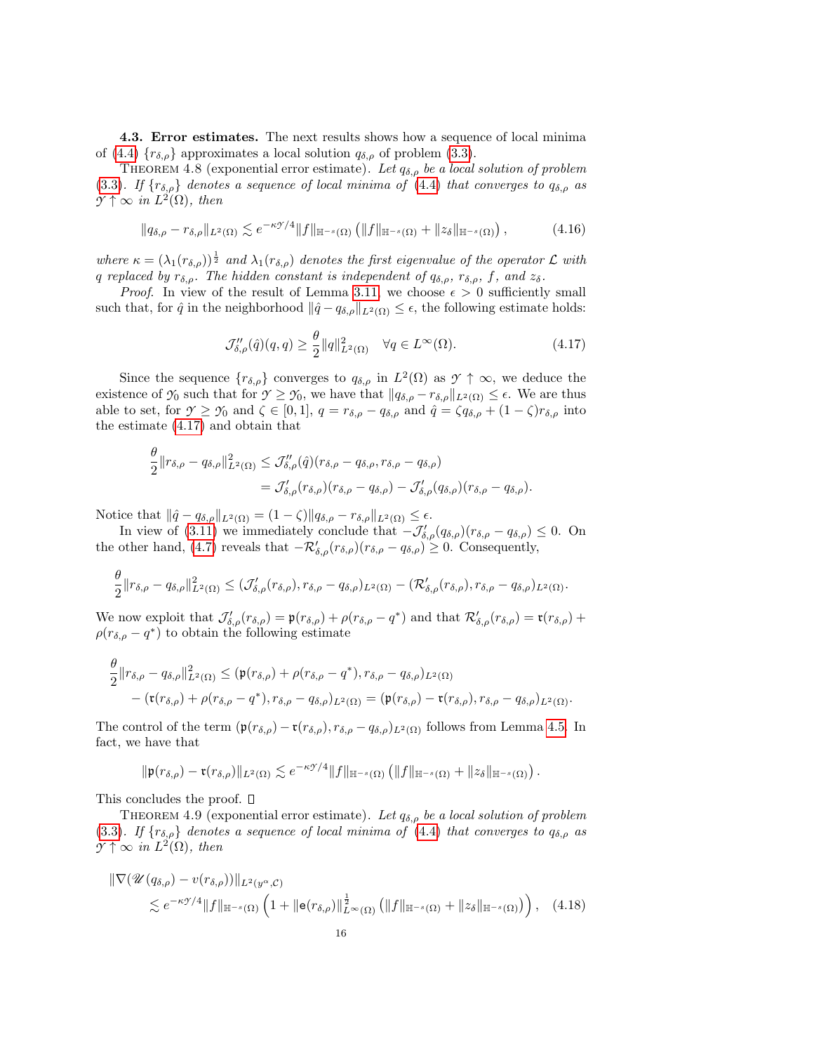**4.3. Error estimates.** The next results shows how a sequence of local minima of (4.4) $\{r_{\delta,\rho}\}$ approximates a local solution $q_{\delta,\rho}$ of problem (3.3).

THEOREM 4.8 (exponential error estimate). *Let $q_{\delta,\rho}$ be a local solution of problem (3.3). If $\{r_{\delta,\rho}\}$ denotes a sequence of local minima of (4.4) that converges to $q_{\delta,\rho}$ as $\mathcal{Y} \uparrow \infty$ in $L^2(\Omega)$, then*

$$
\|q_{\delta,\rho} - r_{\delta,\rho}\|_{L^2(\Omega)} \lesssim e^{-\kappa\mathcal{Y}/4} \|f\|_{\mathbb{H}^{-s}(\Omega)} \left( \|f\|_{\mathbb{H}^{-s}(\Omega)} + \|z_\delta\|_{\mathbb{H}^{-s}(\Omega)} \right), \tag{4.16}
$$

*where $\kappa = (\lambda_1(r_{\delta,\rho}))^{\frac{1}{2}}$ and $\lambda_1(r_{\delta,\rho})$ denotes the first eigenvalue of the operator $\mathcal{L}$ with $q$ replaced by $r_{\delta,\rho}$. The hidden constant is independent of $q_{\delta,\rho}$, $r_{\delta,\rho}$, $f$, and $z_\delta$.*

*Proof.* In view of the result of Lemma 3.11, we choose $\epsilon > 0$ sufficiently small such that, for $\hat{q}$ in the neighborhood $\|\hat{q} - q_{\delta,\rho}\|_{L^2(\Omega)} \leq \epsilon$, the following estimate holds:

$$
\mathcal{J}''_{\delta,\rho}(\hat{q})(q,q) \geq \frac{\theta}{2} \|q\|^2_{L^2(\Omega)} \quad \forall q \in L^\infty(\Omega). \tag{4.17}
$$

Since the sequence $\{r_{\delta,\rho}\}$ converges to $q_{\delta,\rho}$ in $L^2(\Omega)$ as $\mathcal{Y} \uparrow \infty$, we deduce the existence of $\mathcal{Y}_0$ such that for $\mathcal{Y} \geq \mathcal{Y}_0$, we have that $\|q_{\delta,\rho} - r_{\delta,\rho}\|_{L^2(\Omega)} \leq \epsilon$. We are thus able to set, for $\mathcal{Y} \geq \mathcal{Y}_0$ and $\zeta \in [0,1]$, $q = r_{\delta,\rho} - q_{\delta,\rho}$ and $\hat{q} = \zeta q_{\delta,\rho} + (1-\zeta) r_{\delta,\rho}$ into the estimate (4.17) and obtain that

$$
\begin{aligned}
\frac{\theta}{2} \|r_{\delta,\rho} - q_{\delta,\rho}\|^2_{L^2(\Omega)} &\leq \mathcal{J}''_{\delta,\rho}(\hat{q})(r_{\delta,\rho} - q_{\delta,\rho}, r_{\delta,\rho} - q_{\delta,\rho}) \\
&= \mathcal{J}'_{\delta,\rho}(r_{\delta,\rho})(r_{\delta,\rho} - q_{\delta,\rho}) - \mathcal{J}'_{\delta,\rho}(q_{\delta,\rho})(r_{\delta,\rho} - q_{\delta,\rho}).
\end{aligned}
$$

Notice that $\|\hat{q} - q_{\delta,\rho}\|_{L^2(\Omega)} = (1-\zeta)\|q_{\delta,\rho} - r_{\delta,\rho}\|_{L^2(\Omega)} \leq \epsilon$.

In view of (3.11) we immediately conclude that $-\mathcal{J}'_{\delta,\rho}(q_{\delta,\rho})(r_{\delta,\rho} - q_{\delta,\rho}) \leq 0$. On the other hand, (4.7) reveals that $-\mathcal{R}'_{\delta,\rho}(r_{\delta,\rho})(r_{\delta,\rho} - q_{\delta,\rho}) \geq 0$. Consequently,

$$
\frac{\theta}{2} \|r_{\delta,\rho} - q_{\delta,\rho}\|^2_{L^2(\Omega)} \leq (\mathcal{J}'_{\delta,\rho}(r_{\delta,\rho}), r_{\delta,\rho} - q_{\delta,\rho})_{L^2(\Omega)} - (\mathcal{R}'_{\delta,\rho}(r_{\delta,\rho}), r_{\delta,\rho} - q_{\delta,\rho})_{L^2(\Omega)}.
$$

We now exploit that $\mathcal{J}'_{\delta,\rho}(r_{\delta,\rho}) = \mathfrak{p}(r_{\delta,\rho}) + \rho(r_{\delta,\rho} - q^*)$ and that $\mathcal{R}'_{\delta,\rho}(r_{\delta,\rho}) = \mathfrak{r}(r_{\delta,\rho}) + \rho(r_{\delta,\rho} - q^*)$ to obtain the following estimate

$$
\begin{aligned}
\frac{\theta}{2} \|r_{\delta,\rho} - q_{\delta,\rho}\|^2_{L^2(\Omega)} &\leq (\mathfrak{p}(r_{\delta,\rho}) + \rho(r_{\delta,\rho} - q^*), r_{\delta,\rho} - q_{\delta,\rho})_{L^2(\Omega)} \\
&\quad - (\mathfrak{r}(r_{\delta,\rho}) + \rho(r_{\delta,\rho} - q^*), r_{\delta,\rho} - q_{\delta,\rho})_{L^2(\Omega)} = (\mathfrak{p}(r_{\delta,\rho}) - \mathfrak{r}(r_{\delta,\rho}), r_{\delta,\rho} - q_{\delta,\rho})_{L^2(\Omega)}.
\end{aligned}
$$

The control of the term $(\mathfrak{p}(r_{\delta,\rho}) - \mathfrak{r}(r_{\delta,\rho}), r_{\delta,\rho} - q_{\delta,\rho})_{L^2(\Omega)}$ follows from Lemma 4.5. In fact, we have that

$$
\|\mathfrak{p}(r_{\delta,\rho}) - \mathfrak{r}(r_{\delta,\rho})\|_{L^2(\Omega)} \lesssim e^{-\kappa\mathcal{Y}/4} \|f\|_{\mathbb{H}^{-s}(\Omega)} \left( \|f\|_{\mathbb{H}^{-s}(\Omega)} + \|z_\delta\|_{\mathbb{H}^{-s}(\Omega)} \right).
$$

This concludes the proof. $\square$

THEOREM 4.9 (exponential error estimate). *Let $q_{\delta,\rho}$ be a local solution of problem (3.3). If $\{r_{\delta,\rho}\}$ denotes a sequence of local minima of (4.4) that converges to $q_{\delta,\rho}$ as $\mathcal{Y} \uparrow \infty$ in $L^2(\Omega)$, then*

$$
\begin{aligned}
&\|\nabla(\mathscr{U}(q_{\delta,\rho}) - v(r_{\delta,\rho}))\|_{L^2(y^\alpha,\mathcal{C})} \\
&\qquad \lesssim e^{-\kappa\mathcal{Y}/4} \|f\|_{\mathbb{H}^{-s}(\Omega)} \left( 1 + \|\mathsf{e}(r_{\delta,\rho})\|^{\frac{1}{2}}_{L^\infty(\Omega)} \left( \|f\|_{\mathbb{H}^{-s}(\Omega)} + \|z_\delta\|_{\mathbb{H}^{-s}(\Omega)} \right) \right), \quad (4.18)
\end{aligned}
$$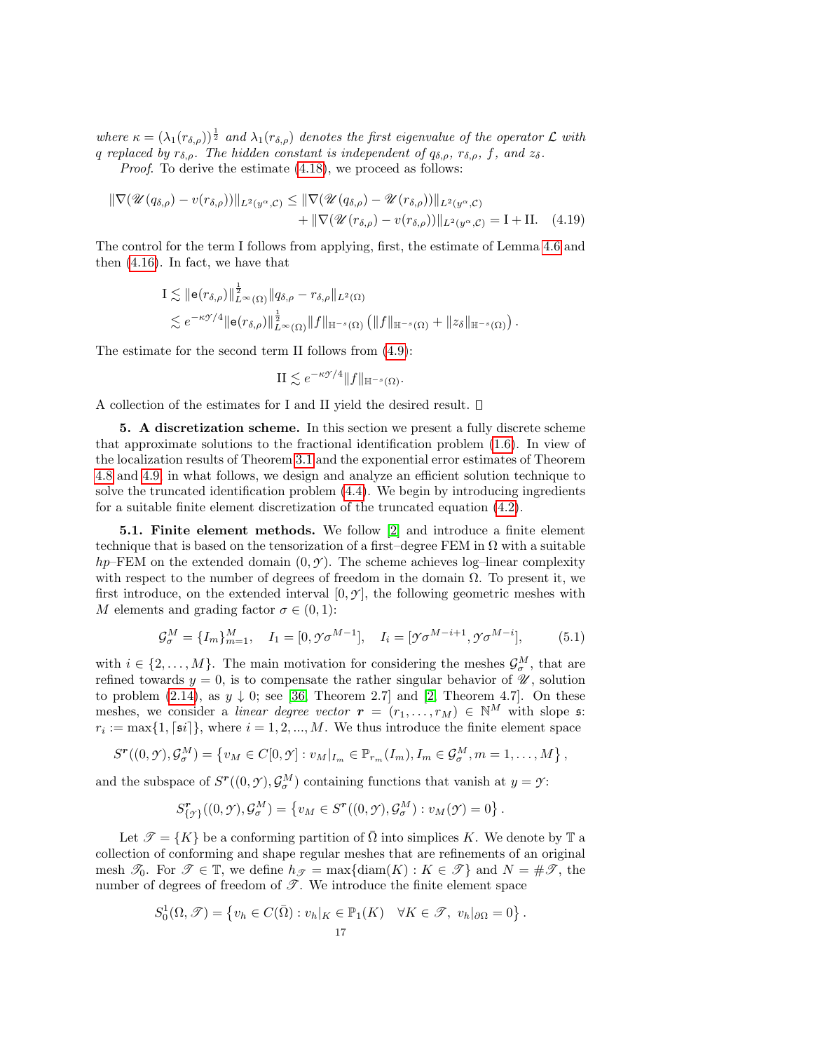*where* $\kappa = (\lambda_1(r_{\delta,\rho}))^{\frac{1}{2}}$ *and* $\lambda_1(r_{\delta,\rho})$ *denotes the first eigenvalue of the operator* $\mathcal{L}$ *with* $q$ *replaced by* $r_{\delta,\rho}$*. The hidden constant is independent of* $q_{\delta,\rho}$, $r_{\delta,\rho}$, $f$, *and* $z_\delta$.

*Proof.* To derive the estimate (4.18), we proceed as follows:

$$
\begin{aligned}
\|\nabla(\mathscr{U}(q_{\delta,\rho}) - v(r_{\delta,\rho}))\|_{L^2(y^\alpha,\mathcal{C})} \leq\ & \|\nabla(\mathscr{U}(q_{\delta,\rho}) - \mathscr{U}(r_{\delta,\rho}))\|_{L^2(y^\alpha,\mathcal{C})} \\
& + \|\nabla(\mathscr{U}(r_{\delta,\rho}) - v(r_{\delta,\rho}))\|_{L^2(y^\alpha,\mathcal{C})} = \mathrm{I} + \mathrm{II}. \quad (4.19)
\end{aligned}
$$

The control for the term I follows from applying, first, the estimate of Lemma 4.6 and then (4.16). In fact, we have that

$$
\begin{aligned}
\mathrm{I} &\lesssim \|\mathsf{e}(r_{\delta,\rho})\|_{L^\infty(\Omega)}^{\frac{1}{2}} \|q_{\delta,\rho} - r_{\delta,\rho}\|_{L^2(\Omega)} \\
&\lesssim e^{-\kappa\mathcal{Y}/4} \|\mathsf{e}(r_{\delta,\rho})\|_{L^\infty(\Omega)}^{\frac{1}{2}} \|f\|_{\mathbb{H}^{-s}(\Omega)} \left( \|f\|_{\mathbb{H}^{-s}(\Omega)} + \|z_\delta\|_{\mathbb{H}^{-s}(\Omega)} \right).
\end{aligned}
$$

The estimate for the second term II follows from (4.9):

$$
\mathrm{II} \lesssim e^{-\kappa\mathcal{Y}/4} \|f\|_{\mathbb{H}^{-s}(\Omega)}.
$$

A collection of the estimates for I and II yield the desired result. □

## 5. A discretization scheme.

In this section we present a fully discrete scheme that approximate solutions to the fractional identification problem (1.6). In view of the localization results of Theorem 3.1 and the exponential error estimates of Theorem 4.8 and 4.9, in what follows, we design and analyze an efficient solution technique to solve the truncated identification problem (4.4). We begin by introducing ingredients for a suitable finite element discretization of the truncated equation (4.2).

### 5.1. Finite element methods.

We follow [2] and introduce a finite element technique that is based on the tensorization of a first–degree FEM in $\Omega$ with a suitable $hp$–FEM on the extended domain $(0, \mathcal{Y})$. The scheme achieves log–linear complexity with respect to the number of degrees of freedom in the domain $\Omega$. To present it, we first introduce, on the extended interval $[0, \mathcal{Y}]$, the following geometric meshes with $M$ elements and grading factor $\sigma \in (0, 1)$:

$$
\mathcal{G}_\sigma^M = \{I_m\}_{m=1}^M, \quad I_1 = [0, \mathcal{Y}\sigma^{M-1}], \quad I_i = [\mathcal{Y}\sigma^{M-i+1}, \mathcal{Y}\sigma^{M-i}], \qquad (5.1)
$$

with $i \in \{2, \ldots, M\}$. The main motivation for considering the meshes $\mathcal{G}_\sigma^M$, that are refined towards $y = 0$, is to compensate the rather singular behavior of $\mathscr{U}$, solution to problem (2.14), as $y \downarrow 0$; see [36, Theorem 2.7] and [2, Theorem 4.7]. On these meshes, we consider a *linear degree vector* $\boldsymbol{r} = (r_1, \ldots, r_M) \in \mathbb{N}^M$ with slope $\mathfrak{s}$: $r_i := \max\{1, \lceil \mathfrak{s} i \rceil\}$, where $i = 1, 2, ..., M$. We thus introduce the finite element space

$$
S^{\boldsymbol{r}}((0, \mathcal{Y}), \mathcal{G}_\sigma^M) = \left\{ v_M \in C[0, \mathcal{Y}] : v_M|_{I_m} \in \mathbb{P}_{r_m}(I_m), I_m \in \mathcal{G}_\sigma^M, m = 1, \ldots, M \right\},
$$

and the subspace of $S^{\boldsymbol{r}}((0, \mathcal{Y}), \mathcal{G}_\sigma^M)$ containing functions that vanish at $y = \mathcal{Y}$:

$$
S^{\boldsymbol{r}}_{\{\mathcal{Y}\}}((0, \mathcal{Y}), \mathcal{G}_\sigma^M) = \left\{ v_M \in S^{\boldsymbol{r}}((0, \mathcal{Y}), \mathcal{G}_\sigma^M) : v_M(\mathcal{Y}) = 0 \right\}.
$$

Let $\mathscr{T} = \{K\}$ be a conforming partition of $\bar{\Omega}$ into simplices $K$. We denote by $\mathbb{T}$ a collection of conforming and shape regular meshes that are refinements of an original mesh $\mathscr{T}_0$. For $\mathscr{T} \in \mathbb{T}$, we define $h_{\mathscr{T}} = \max\{\mathrm{diam}(K) : K \in \mathscr{T}\}$ and $N = \#\mathscr{T}$, the number of degrees of freedom of $\mathscr{T}$. We introduce the finite element space

$$
S_0^1(\Omega, \mathscr{T}) = \left\{ v_h \in C(\bar{\Omega}) : v_h|_K \in \mathbb{P}_1(K) \quad \forall K \in \mathscr{T}, \ v_h|_{\partial\Omega} = 0 \right\}.
$$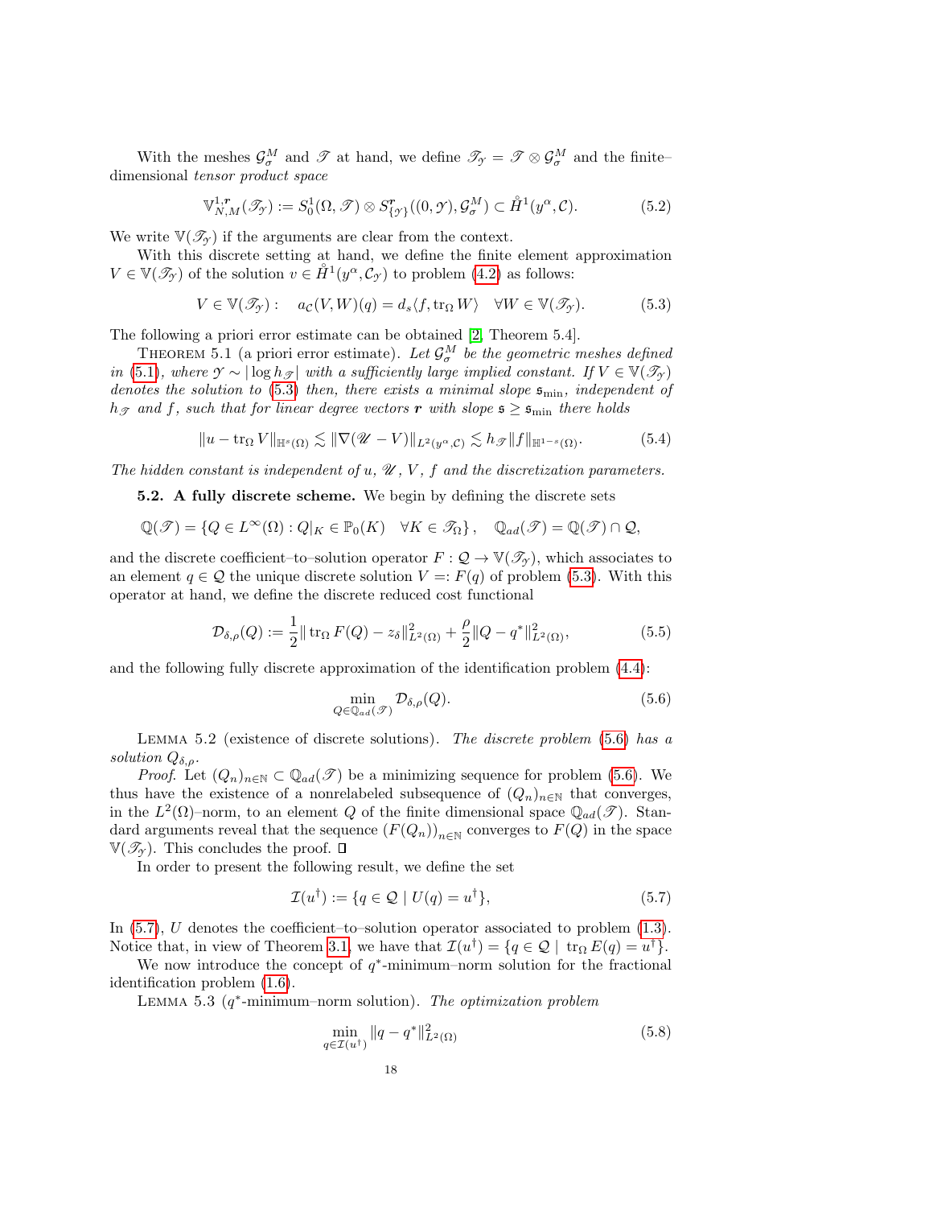With the meshes $\mathcal{G}^M_\sigma$ and $\mathscr{T}$ at hand, we define $\mathscr{T}_\mathcal{Y} = \mathscr{T} \otimes \mathcal{G}^M_\sigma$ and the finite–dimensional *tensor product space*

$$\mathbb{V}^{1,\boldsymbol{r}}_{N,M}(\mathscr{T}_\mathcal{Y}) := S^1_0(\Omega, \mathscr{T}) \otimes S^{\boldsymbol{r}}_{\{\mathcal{Y}\}}((0,\mathcal{Y}), \mathcal{G}^M_\sigma) \subset \mathring{H}^1(y^\alpha, \mathcal{C}). \tag{5.2}$$

We write $\mathbb{V}(\mathscr{T}_\mathcal{Y})$ if the arguments are clear from the context.

With this discrete setting at hand, we define the finite element approximation $V \in \mathbb{V}(\mathscr{T}_\mathcal{Y})$ of the solution $v \in \mathring{H}^1(y^\alpha, \mathcal{C}_\mathcal{Y})$ to problem (4.2) as follows:

$$V \in \mathbb{V}(\mathscr{T}_\mathcal{Y}) : \quad a_\mathcal{C}(V, W)(q) = d_s \langle f, \operatorname{tr}_\Omega W \rangle \quad \forall W \in \mathbb{V}(\mathscr{T}_\mathcal{Y}). \tag{5.3}$$

The following a priori error estimate can be obtained [2, Theorem 5.4].

THEOREM 5.1 (a priori error estimate). *Let $\mathcal{G}^M_\sigma$ be the geometric meshes defined in (5.1), where $\mathcal{Y} \sim |\log h_\mathscr{T}|$ with a sufficiently large implied constant. If $V \in \mathbb{V}(\mathscr{T}_\mathcal{Y})$ denotes the solution to (5.3) then, there exists a minimal slope $\mathfrak{s}_{\min}$, independent of $h_\mathscr{T}$ and $f$, such that for linear degree vectors $\boldsymbol{r}$ with slope $\mathfrak{s} \geq \mathfrak{s}_{\min}$ there holds*

$$\|u - \operatorname{tr}_\Omega V\|_{\mathbb{H}^s(\Omega)} \lesssim \|\nabla(\mathscr{U} - V)\|_{L^2(y^\alpha, \mathcal{C})} \lesssim h_\mathscr{T} \|f\|_{\mathbb{H}^{1-s}(\Omega)}. \tag{5.4}$$

*The hidden constant is independent of $u$, $\mathscr{U}$, $V$, $f$ and the discretization parameters.*

**5.2. A fully discrete scheme.** We begin by defining the discrete sets

$$\mathbb{Q}(\mathscr{T}) = \{Q \in L^\infty(\Omega) : Q|_K \in \mathbb{P}_0(K) \quad \forall K \in \mathscr{T}_\Omega\}, \quad \mathbb{Q}_{ad}(\mathscr{T}) = \mathbb{Q}(\mathscr{T}) \cap \mathcal{Q},$$

and the discrete coefficient–to–solution operator $F : \mathcal{Q} \to \mathbb{V}(\mathscr{T}_\mathcal{Y})$, which associates to an element $q \in \mathcal{Q}$ the unique discrete solution $V =: F(q)$ of problem (5.3). With this operator at hand, we define the discrete reduced cost functional

$$\mathcal{D}_{\delta,\rho}(Q) := \frac{1}{2}\|\operatorname{tr}_\Omega F(Q) - z_\delta\|^2_{L^2(\Omega)} + \frac{\rho}{2}\|Q - q^*\|^2_{L^2(\Omega)}, \tag{5.5}$$

and the following fully discrete approximation of the identification problem (4.4):

$$\min_{Q \in \mathbb{Q}_{ad}(\mathscr{T})} \mathcal{D}_{\delta,\rho}(Q). \tag{5.6}$$

LEMMA 5.2 (existence of discrete solutions). *The discrete problem (5.6) has a solution $Q_{\delta,\rho}$.*

*Proof.* Let $(Q_n)_{n\in\mathbb{N}} \subset \mathbb{Q}_{ad}(\mathscr{T})$ be a minimizing sequence for problem (5.6). We thus have the existence of a nonrelabeled subsequence of $(Q_n)_{n\in\mathbb{N}}$ that converges, in the $L^2(\Omega)$–norm, to an element $Q$ of the finite dimensional space $\mathbb{Q}_{ad}(\mathscr{T})$. Standard arguments reveal that the sequence $(F(Q_n))_{n\in\mathbb{N}}$ converges to $F(Q)$ in the space $\mathbb{V}(\mathscr{T}_\mathcal{Y})$. This concludes the proof. ∎

In order to present the following result, we define the set

$$\mathcal{I}(u^\dagger) := \{q \in \mathcal{Q} \mid U(q) = u^\dagger\}, \tag{5.7}$$

In (5.7), $U$ denotes the coefficient–to–solution operator associated to problem (1.3). Notice that, in view of Theorem 3.1, we have that $\mathcal{I}(u^\dagger) = \{q \in \mathcal{Q} \mid \operatorname{tr}_\Omega E(q) = u^\dagger\}$.

We now introduce the concept of $q^*$-minimum–norm solution for the fractional identification problem (1.6).

LEMMA 5.3 ($q^*$-minimum–norm solution). *The optimization problem*

$$\min_{q \in \mathcal{I}(u^\dagger)} \|q - q^*\|^2_{L^2(\Omega)} \tag{5.8}$$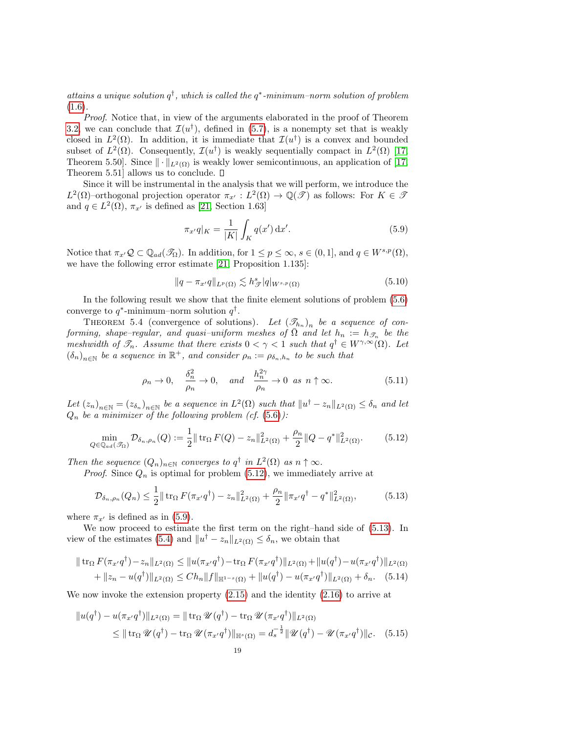*attains a unique solution $q^\dagger$, which is called the $q^*$-minimum–norm solution of problem* (1.6).

*Proof.* Notice that, in view of the arguments elaborated in the proof of Theorem 3.2, we can conclude that $\mathcal{I}(u^\dagger)$, defined in (5.7), is a nonempty set that is weakly closed in $L^2(\Omega)$. In addition, it is immediate that $\mathcal{I}(u^\dagger)$ is a convex and bounded subset of $L^2(\Omega)$. Consequently, $\mathcal{I}(u^\dagger)$ is weakly sequentially compact in $L^2(\Omega)$ [17, Theorem 5.50]. Since $\|\cdot\|_{L^2(\Omega)}$ is weakly lower semicontinuous, an application of [17, Theorem 5.51] allows us to conclude. □

Since it will be instrumental in the analysis that we will perform, we introduce the $L^2(\Omega)$–orthogonal projection operator $\pi_{x'} : L^2(\Omega) \to \mathbb{Q}(\mathscr{T})$ as follows: For $K \in \mathscr{T}$ and $q \in L^2(\Omega)$, $\pi_{x'}$ is defined as [21, Section 1.63]

$$\pi_{x'} q|_K = \frac{1}{|K|}\int_K q(x')\,\mathrm{d}x'. \tag{5.9}$$

Notice that $\pi_{x'}\mathcal{Q} \subset \mathbb{Q}_{ad}(\mathscr{T}_\Omega)$. In addition, for $1 \le p \le \infty$, $s \in (0,1]$, and $q \in W^{s,p}(\Omega)$, we have the following error estimate [21, Proposition 1.135]:

$$\|q - \pi_{x'} q\|_{L^p(\Omega)} \lesssim h_{\mathscr{T}}^s |q|_{W^{s,p}(\Omega)} \tag{5.10}$$

In the following result we show that the finite element solutions of problem (5.6) converge to $q^*$-minimum–norm solution $q^\dagger$.

Theorem 5.4 (convergence of solutions). *Let $(\mathscr{T}_{h_n})_n$ be a sequence of conforming, shape–regular, and quasi–uniform meshes of $\bar{\Omega}$ and let $h_n := h_{\mathscr{T}_n}$ be the meshwidth of $\mathscr{T}_n$. Assume that there exists $0 < \gamma < 1$ such that $q^\dagger \in W^{\gamma,\infty}(\Omega)$. Let $(\delta_n)_{n\in\mathbb{N}}$ be a sequence in $\mathbb{R}^+$, and consider $\rho_n := \rho_{\delta_n,h_n}$ to be such that*

$$\rho_n \to 0, \quad \frac{\delta_n^2}{\rho_n} \to 0, \quad \text{and} \quad \frac{h_n^{2\gamma}}{\rho_n} \to 0 \ \text{ as } n \uparrow \infty. \tag{5.11}$$

*Let $(z_n)_{n\in\mathbb{N}} = (z_{\delta_n})_{n\in\mathbb{N}}$ be a sequence in $L^2(\Omega)$ such that $\|u^\dagger - z_n\|_{L^2(\Omega)} \le \delta_n$ and let $Q_n$ be a minimizer of the following problem (cf. (5.6)):*

$$\min_{Q \in \mathbb{Q}_{ad}(\mathscr{T}_\Omega)} \mathcal{D}_{\delta_n,\rho_n}(Q) := \frac{1}{2}\|\operatorname{tr}_\Omega F(Q) - z_n\|^2_{L^2(\Omega)} + \frac{\rho_n}{2}\|Q - q^*\|^2_{L^2(\Omega)}. \tag{5.12}$$

*Then the sequence $(Q_n)_{n\in\mathbb{N}}$ converges to $q^\dagger$ in $L^2(\Omega)$ as $n \uparrow \infty$.*

*Proof.* Since $Q_n$ is optimal for problem (5.12), we immediately arrive at

$$\mathcal{D}_{\delta_n,\rho_n}(Q_n) \le \frac{1}{2}\|\operatorname{tr}_\Omega F(\pi_{x'}q^\dagger) - z_n\|^2_{L^2(\Omega)} + \frac{\rho_n}{2}\|\pi_{x'}q^\dagger - q^*\|^2_{L^2(\Omega)}, \tag{5.13}$$

where $\pi_{x'}$ is defined as in (5.9).

We now proceed to estimate the first term on the right–hand side of (5.13). In view of the estimates (5.4) and $\|u^\dagger - z_n\|_{L^2(\Omega)} \le \delta_n$, we obtain that

$$\begin{aligned}
\|\operatorname{tr}_\Omega F(\pi_{x'}q^\dagger) - z_n\|_{L^2(\Omega)} &\le \|u(\pi_{x'}q^\dagger) - \operatorname{tr}_\Omega F(\pi_{x'}q^\dagger)\|_{L^2(\Omega)} + \|u(q^\dagger) - u(\pi_{x'}q^\dagger)\|_{L^2(\Omega)} \\
&\quad + \|z_n - u(q^\dagger)\|_{L^2(\Omega)} \le Ch_n\|f\|_{\mathbb{H}^{1-s}(\Omega)} + \|u(q^\dagger) - u(\pi_{x'}q^\dagger)\|_{L^2(\Omega)} + \delta_n.
\end{aligned} \tag{5.14}$$

We now invoke the extension property (2.15) and the identity (2.16) to arrive at

$$\begin{aligned}
\|u(q^\dagger) - u(\pi_{x'}q^\dagger)\|_{L^2(\Omega)} &= \|\operatorname{tr}_\Omega \mathscr{U}(q^\dagger) - \operatorname{tr}_\Omega \mathscr{U}(\pi_{x'}q^\dagger)\|_{L^2(\Omega)} \\
&\le \|\operatorname{tr}_\Omega \mathscr{U}(q^\dagger) - \operatorname{tr}_\Omega \mathscr{U}(\pi_{x'}q^\dagger)\|_{\mathbb{H}^s(\Omega)} = d_s^{-\frac{1}{2}}\|\mathscr{U}(q^\dagger) - \mathscr{U}(\pi_{x'}q^\dagger)\|_{\mathcal{C}}.
\end{aligned} \tag{5.15}$$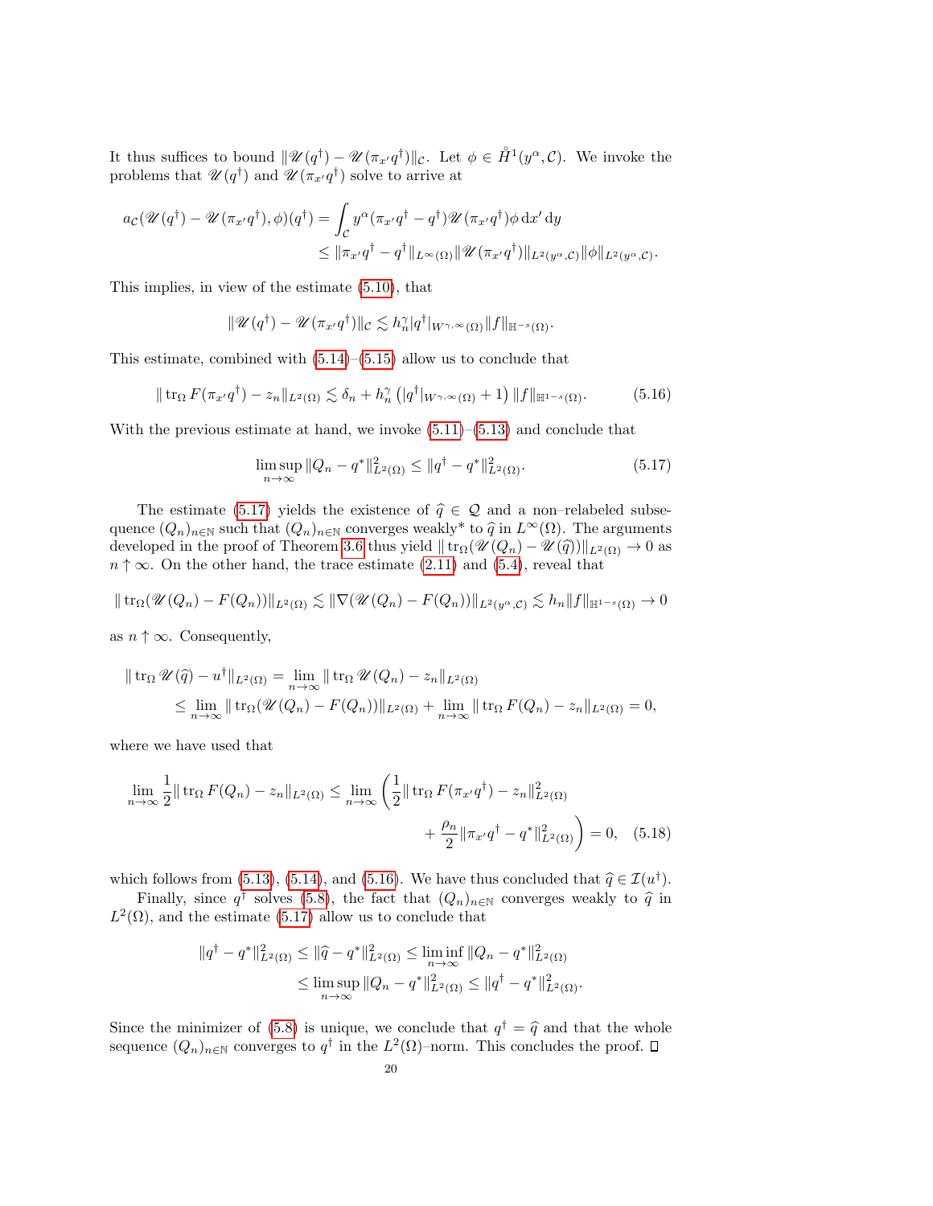It thus suffices to bound $\|\mathscr{U}(q^\dagger) - \mathscr{U}(\pi_{x'} q^\dagger)\|_{\mathcal{C}}$. Let $\phi \in \mathring{H}^1(y^\alpha, \mathcal{C})$. We invoke the problems that $\mathscr{U}(q^\dagger)$ and $\mathscr{U}(\pi_{x'} q^\dagger)$ solve to arrive at

$$
\begin{aligned}
a_{\mathcal{C}}(\mathscr{U}(q^\dagger) - \mathscr{U}(\pi_{x'} q^\dagger), \phi)(q^\dagger) &= \int_{\mathcal{C}} y^\alpha (\pi_{x'} q^\dagger - q^\dagger) \mathscr{U}(\pi_{x'} q^\dagger) \phi \, \mathrm{d}x' \, \mathrm{d}y \\
&\leq \|\pi_{x'} q^\dagger - q^\dagger\|_{L^\infty(\Omega)} \|\mathscr{U}(\pi_{x'} q^\dagger)\|_{L^2(y^\alpha, \mathcal{C})} \|\phi\|_{L^2(y^\alpha, \mathcal{C})}.
\end{aligned}
$$

This implies, in view of the estimate (5.10), that

$$
\|\mathscr{U}(q^\dagger) - \mathscr{U}(\pi_{x'} q^\dagger)\|_{\mathcal{C}} \lesssim h_n^\gamma |q^\dagger|_{W^{\gamma,\infty}(\Omega)} \|f\|_{\mathbb{H}^{-s}(\Omega)}.
$$

This estimate, combined with (5.14)–(5.15) allow us to conclude that

$$
\|\operatorname{tr}_\Omega F(\pi_{x'} q^\dagger) - z_n\|_{L^2(\Omega)} \lesssim \delta_n + h_n^\gamma \left( |q^\dagger|_{W^{\gamma,\infty}(\Omega)} + 1 \right) \|f\|_{\mathbb{H}^{1-s}(\Omega)}. \tag{5.16}
$$

With the previous estimate at hand, we invoke (5.11)–(5.13) and conclude that

$$
\limsup_{n \to \infty} \|Q_n - q^*\|_{L^2(\Omega)}^2 \leq \|q^\dagger - q^*\|_{L^2(\Omega)}^2. \tag{5.17}
$$

The estimate (5.17) yields the existence of $\widehat{q} \in \mathcal{Q}$ and a non–relabeled subsequence $(Q_n)_{n \in \mathbb{N}}$ such that $(Q_n)_{n \in \mathbb{N}}$ converges weakly* to $\widehat{q}$ in $L^\infty(\Omega)$. The arguments developed in the proof of Theorem 3.6 thus yield $\|\operatorname{tr}_\Omega(\mathscr{U}(Q_n) - \mathscr{U}(\widehat{q}))\|_{L^2(\Omega)} \to 0$ as $n \uparrow \infty$. On the other hand, the trace estimate (2.11) and (5.4), reveal that

$$
\|\operatorname{tr}_\Omega(\mathscr{U}(Q_n) - F(Q_n))\|_{L^2(\Omega)} \lesssim \|\nabla(\mathscr{U}(Q_n) - F(Q_n))\|_{L^2(y^\alpha, \mathcal{C})} \lesssim h_n \|f\|_{\mathbb{H}^{1-s}(\Omega)} \to 0
$$

as $n \uparrow \infty$. Consequently,

$$
\begin{aligned}
\|\operatorname{tr}_\Omega \mathscr{U}(\widehat{q}) - u^\dagger\|_{L^2(\Omega)} &= \lim_{n \to \infty} \|\operatorname{tr}_\Omega \mathscr{U}(Q_n) - z_n\|_{L^2(\Omega)} \\
&\leq \lim_{n \to \infty} \|\operatorname{tr}_\Omega(\mathscr{U}(Q_n) - F(Q_n))\|_{L^2(\Omega)} + \lim_{n \to \infty} \|\operatorname{tr}_\Omega F(Q_n) - z_n\|_{L^2(\Omega)} = 0,
\end{aligned}
$$

where we have used that

$$
\begin{aligned}
\lim_{n \to \infty} \frac{1}{2} \|\operatorname{tr}_\Omega F(Q_n) - z_n\|_{L^2(\Omega)} \leq \lim_{n \to \infty} \bigg( &\frac{1}{2} \|\operatorname{tr}_\Omega F(\pi_{x'} q^\dagger) - z_n\|_{L^2(\Omega)}^2 \\
&+ \frac{\rho_n}{2} \|\pi_{x'} q^\dagger - q^*\|_{L^2(\Omega)}^2 \bigg) = 0, \quad (5.18)
\end{aligned}
$$

which follows from (5.13), (5.14), and (5.16). We have thus concluded that $\widehat{q} \in \mathcal{I}(u^\dagger)$.

Finally, since $q^\dagger$ solves (5.8), the fact that $(Q_n)_{n \in \mathbb{N}}$ converges weakly to $\widehat{q}$ in $L^2(\Omega)$, and the estimate (5.17) allow us to conclude that

$$
\begin{aligned}
\|q^\dagger - q^*\|_{L^2(\Omega)}^2 \leq \|\widehat{q} - q^*\|_{L^2(\Omega)}^2 &\leq \liminf_{n \to \infty} \|Q_n - q^*\|_{L^2(\Omega)}^2 \\
&\leq \limsup_{n \to \infty} \|Q_n - q^*\|_{L^2(\Omega)}^2 \leq \|q^\dagger - q^*\|_{L^2(\Omega)}^2.
\end{aligned}
$$

Since the minimizer of (5.8) is unique, we conclude that $q^\dagger = \widehat{q}$ and that the whole sequence $(Q_n)_{n \in \mathbb{N}}$ converges to $q^\dagger$ in the $L^2(\Omega)$–norm. This concludes the proof. ∎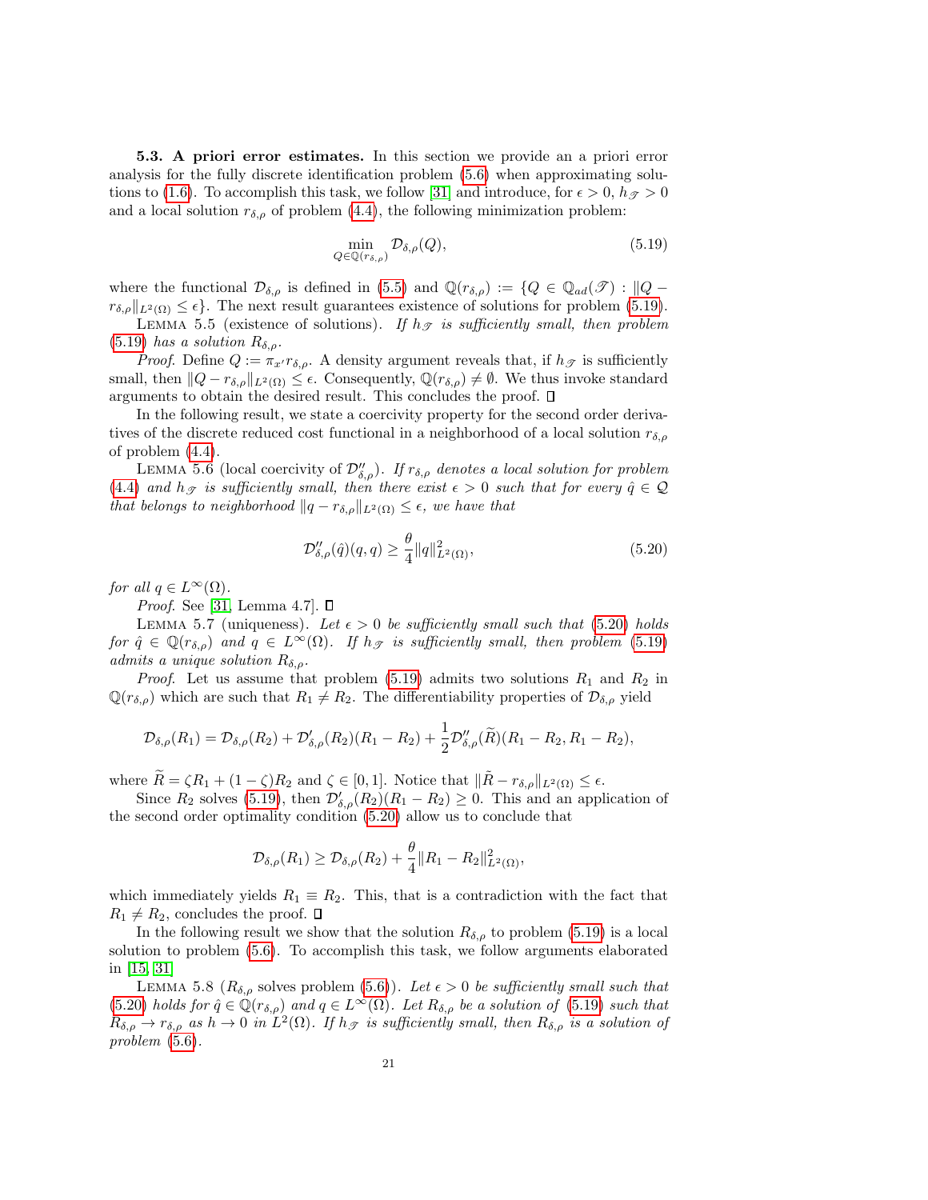**5.3. A priori error estimates.** In this section we provide an a priori error analysis for the fully discrete identification problem (5.6) when approximating solutions to (1.6). To accomplish this task, we follow [31] and introduce, for $\epsilon > 0$, $h_{\mathscr{T}} > 0$ and a local solution $r_{\delta,\rho}$ of problem (4.4), the following minimization problem:

$$\min_{Q \in \mathbb{Q}(r_{\delta,\rho})} \mathcal{D}_{\delta,\rho}(Q), \tag{5.19}$$

where the functional $\mathcal{D}_{\delta,\rho}$ is defined in (5.5) and $\mathbb{Q}(r_{\delta,\rho}) := \{Q \in \mathbb{Q}_{ad}(\mathscr{T}) : \|Q - r_{\delta,\rho}\|_{L^2(\Omega)} \leq \epsilon\}$. The next result guarantees existence of solutions for problem (5.19).

Lemma 5.5 (existence of solutions). *If $h_{\mathscr{T}}$ is sufficiently small, then problem (5.19) has a solution $R_{\delta,\rho}$.*

*Proof.* Define $Q := \pi_{x'} r_{\delta,\rho}$. A density argument reveals that, if $h_{\mathscr{T}}$ is sufficiently small, then $\|Q - r_{\delta,\rho}\|_{L^2(\Omega)} \leq \epsilon$. Consequently, $\mathbb{Q}(r_{\delta,\rho}) \neq \emptyset$. We thus invoke standard arguments to obtain the desired result. This concludes the proof. ∎

In the following result, we state a coercivity property for the second order derivatives of the discrete reduced cost functional in a neighborhood of a local solution $r_{\delta,\rho}$ of problem (4.4).

Lemma 5.6 (local coercivity of $\mathcal{D}''_{\delta,\rho}$). *If $r_{\delta,\rho}$ denotes a local solution for problem (4.4) and $h_{\mathscr{T}}$ is sufficiently small, then there exist $\epsilon > 0$ such that for every $\hat{q} \in \mathcal{Q}$ that belongs to neighborhood $\|q - r_{\delta,\rho}\|_{L^2(\Omega)} \leq \epsilon$, we have that*

$$\mathcal{D}''_{\delta,\rho}(\hat{q})(q,q) \geq \frac{\theta}{4}\|q\|^2_{L^2(\Omega)}, \tag{5.20}$$

*for all $q \in L^\infty(\Omega)$.*

*Proof.* See [31, Lemma 4.7]. ∎

Lemma 5.7 (uniqueness). *Let $\epsilon > 0$ be sufficiently small such that (5.20) holds for $\hat{q} \in \mathbb{Q}(r_{\delta,\rho})$ and $q \in L^\infty(\Omega)$. If $h_{\mathscr{T}}$ is sufficiently small, then problem (5.19) admits a unique solution $R_{\delta,\rho}$.*

*Proof.* Let us assume that problem (5.19) admits two solutions $R_1$ and $R_2$ in $\mathbb{Q}(r_{\delta,\rho})$ which are such that $R_1 \neq R_2$. The differentiability properties of $\mathcal{D}_{\delta,\rho}$ yield

$$\mathcal{D}_{\delta,\rho}(R_1) = \mathcal{D}_{\delta,\rho}(R_2) + \mathcal{D}'_{\delta,\rho}(R_2)(R_1 - R_2) + \frac{1}{2}\mathcal{D}''_{\delta,\rho}(\widetilde{R})(R_1 - R_2, R_1 - R_2),$$

where $\widetilde{R} = \zeta R_1 + (1-\zeta)R_2$ and $\zeta \in [0,1]$. Notice that $\|\tilde{R} - r_{\delta,\rho}\|_{L^2(\Omega)} \leq \epsilon$.

Since $R_2$ solves (5.19), then $\mathcal{D}'_{\delta,\rho}(R_2)(R_1 - R_2) \geq 0$. This and an application of the second order optimality condition (5.20) allow us to conclude that

$$\mathcal{D}_{\delta,\rho}(R_1) \geq \mathcal{D}_{\delta,\rho}(R_2) + \frac{\theta}{4}\|R_1 - R_2\|^2_{L^2(\Omega)},$$

which immediately yields $R_1 \equiv R_2$. This, that is a contradiction with the fact that $R_1 \neq R_2$, concludes the proof. ∎

In the following result we show that the solution $R_{\delta,\rho}$ to problem (5.19) is a local solution to problem (5.6). To accomplish this task, we follow arguments elaborated in [15, 31]

Lemma 5.8 ($R_{\delta,\rho}$ solves problem (5.6)). *Let $\epsilon > 0$ be sufficiently small such that (5.20) holds for $\hat{q} \in \mathbb{Q}(r_{\delta,\rho})$ and $q \in L^\infty(\Omega)$. Let $R_{\delta,\rho}$ be a solution of (5.19) such that $R_{\delta,\rho} \to r_{\delta,\rho}$ as $h \to 0$ in $L^2(\Omega)$. If $h_{\mathscr{T}}$ is sufficiently small, then $R_{\delta,\rho}$ is a solution of problem (5.6).*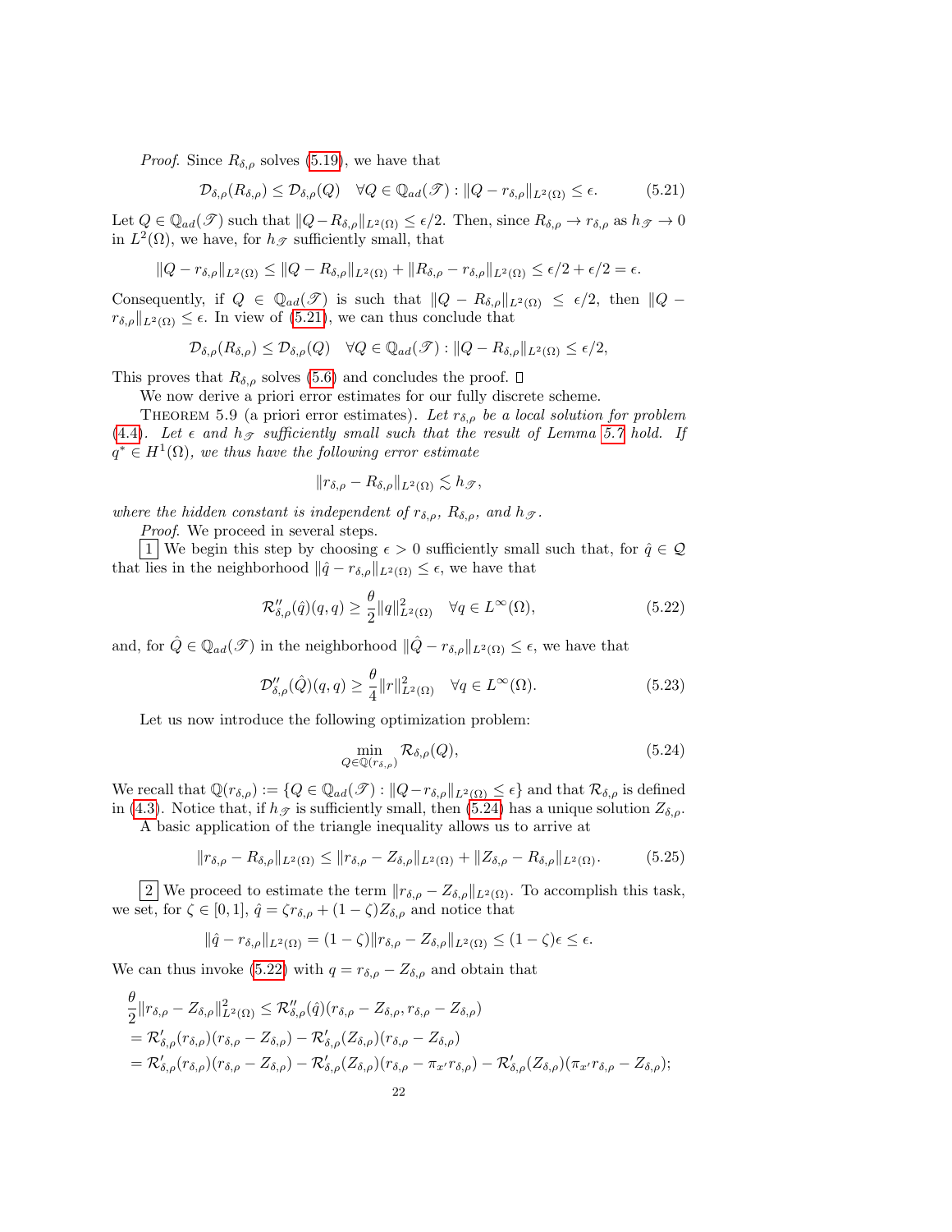*Proof.* Since $R_{\delta,\rho}$ solves (5.19), we have that

$$\mathcal{D}_{\delta,\rho}(R_{\delta,\rho}) \leq \mathcal{D}_{\delta,\rho}(Q) \quad \forall Q \in \mathbb{Q}_{ad}(\mathscr{T}) : \|Q - r_{\delta,\rho}\|_{L^2(\Omega)} \leq \epsilon. \tag{5.21}$$

Let $Q \in \mathbb{Q}_{ad}(\mathscr{T})$ such that $\|Q - R_{\delta,\rho}\|_{L^2(\Omega)} \leq \epsilon/2$. Then, since $R_{\delta,\rho} \to r_{\delta,\rho}$ as $h_{\mathscr{T}} \to 0$ in $L^2(\Omega)$, we have, for $h_{\mathscr{T}}$ sufficiently small, that

$$\|Q - r_{\delta,\rho}\|_{L^2(\Omega)} \leq \|Q - R_{\delta,\rho}\|_{L^2(\Omega)} + \|R_{\delta,\rho} - r_{\delta,\rho}\|_{L^2(\Omega)} \leq \epsilon/2 + \epsilon/2 = \epsilon.$$

Consequently, if $Q \in \mathbb{Q}_{ad}(\mathscr{T})$ is such that $\|Q - R_{\delta,\rho}\|_{L^2(\Omega)} \leq \epsilon/2$, then $\|Q - r_{\delta,\rho}\|_{L^2(\Omega)} \leq \epsilon$. In view of (5.21), we can thus conclude that

$$\mathcal{D}_{\delta,\rho}(R_{\delta,\rho}) \leq \mathcal{D}_{\delta,\rho}(Q) \quad \forall Q \in \mathbb{Q}_{ad}(\mathscr{T}) : \|Q - R_{\delta,\rho}\|_{L^2(\Omega)} \leq \epsilon/2,$$

This proves that $R_{\delta,\rho}$ solves (5.6) and concludes the proof. □

We now derive a priori error estimates for our fully discrete scheme.

THEOREM 5.9 (a priori error estimates). *Let $r_{\delta,\rho}$ be a local solution for problem (4.4). Let $\epsilon$ and $h_{\mathscr{T}}$ sufficiently small such that the result of Lemma 5.7 hold. If $q^* \in H^1(\Omega)$, we thus have the following error estimate*

$$\|r_{\delta,\rho} - R_{\delta,\rho}\|_{L^2(\Omega)} \lesssim h_{\mathscr{T}},$$

*where the hidden constant is independent of $r_{\delta,\rho}$, $R_{\delta,\rho}$, and $h_{\mathscr{T}}$.*

*Proof.* We proceed in several steps.

1 We begin this step by choosing $\epsilon > 0$ sufficiently small such that, for $\hat{q} \in \mathcal{Q}$ that lies in the neighborhood $\|\hat{q} - r_{\delta,\rho}\|_{L^2(\Omega)} \leq \epsilon$, we have that

$$\mathcal{R}''_{\delta,\rho}(\hat{q})(q,q) \geq \frac{\theta}{2}\|q\|^2_{L^2(\Omega)} \quad \forall q \in L^\infty(\Omega), \tag{5.22}$$

and, for $\hat{Q} \in \mathbb{Q}_{ad}(\mathscr{T})$ in the neighborhood $\|\hat{Q} - r_{\delta,\rho}\|_{L^2(\Omega)} \leq \epsilon$, we have that

$$\mathcal{D}''_{\delta,\rho}(\hat{Q})(q,q) \geq \frac{\theta}{4}\|r\|^2_{L^2(\Omega)} \quad \forall q \in L^\infty(\Omega). \tag{5.23}$$

Let us now introduce the following optimization problem:

$$\min_{Q \in \mathbb{Q}(r_{\delta,\rho})} \mathcal{R}_{\delta,\rho}(Q), \tag{5.24}$$

We recall that $\mathbb{Q}(r_{\delta,\rho}) := \{Q \in \mathbb{Q}_{ad}(\mathscr{T}) : \|Q - r_{\delta,\rho}\|_{L^2(\Omega)} \leq \epsilon\}$ and that $\mathcal{R}_{\delta,\rho}$ is defined in (4.3). Notice that, if $h_{\mathscr{T}}$ is sufficiently small, then (5.24) has a unique solution $Z_{\delta,\rho}$. A basic application of the triangle inequality allows us to arrive at

$$\|r_{\delta,\rho} - R_{\delta,\rho}\|_{L^2(\Omega)} \leq \|r_{\delta,\rho} - Z_{\delta,\rho}\|_{L^2(\Omega)} + \|Z_{\delta,\rho} - R_{\delta,\rho}\|_{L^2(\Omega)}. \tag{5.25}$$

2 We proceed to estimate the term $\|r_{\delta,\rho} - Z_{\delta,\rho}\|_{L^2(\Omega)}$. To accomplish this task, we set, for $\zeta \in [0,1]$, $\hat{q} = \zeta r_{\delta,\rho} + (1-\zeta)Z_{\delta,\rho}$ and notice that

$$\|\hat{q} - r_{\delta,\rho}\|_{L^2(\Omega)} = (1-\zeta)\|r_{\delta,\rho} - Z_{\delta,\rho}\|_{L^2(\Omega)} \leq (1-\zeta)\epsilon \leq \epsilon.$$

We can thus invoke (5.22) with $q = r_{\delta,\rho} - Z_{\delta,\rho}$ and obtain that

$$\begin{aligned}
&\frac{\theta}{2}\|r_{\delta,\rho} - Z_{\delta,\rho}\|^2_{L^2(\Omega)} \leq \mathcal{R}''_{\delta,\rho}(\hat{q})(r_{\delta,\rho} - Z_{\delta,\rho}, r_{\delta,\rho} - Z_{\delta,\rho}) \\
&= \mathcal{R}'_{\delta,\rho}(r_{\delta,\rho})(r_{\delta,\rho} - Z_{\delta,\rho}) - \mathcal{R}'_{\delta,\rho}(Z_{\delta,\rho})(r_{\delta,\rho} - Z_{\delta,\rho}) \\
&= \mathcal{R}'_{\delta,\rho}(r_{\delta,\rho})(r_{\delta,\rho} - Z_{\delta,\rho}) - \mathcal{R}'_{\delta,\rho}(Z_{\delta,\rho})(r_{\delta,\rho} - \pi_{x'} r_{\delta,\rho}) - \mathcal{R}'_{\delta,\rho}(Z_{\delta,\rho})(\pi_{x'} r_{\delta,\rho} - Z_{\delta,\rho});
\end{aligned}$$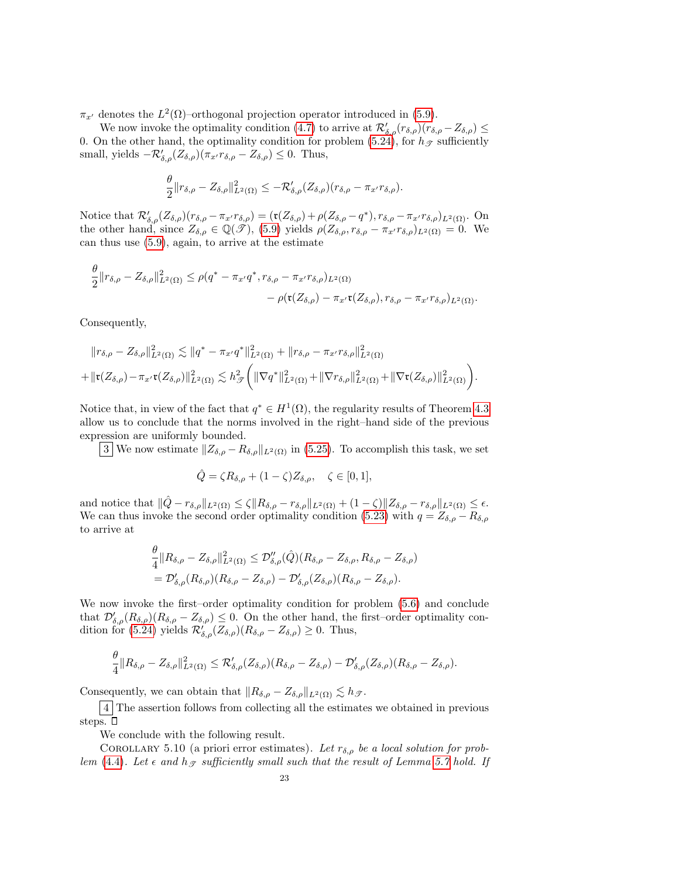$\pi_{x'}$ denotes the $L^2(\Omega)$–orthogonal projection operator introduced in (5.9).

We now invoke the optimality condition (4.7) to arrive at $\mathcal{R}'_{\delta,\rho}(r_{\delta,\rho})(r_{\delta,\rho} - Z_{\delta,\rho}) \leq 0$. On the other hand, the optimality condition for problem (5.24), for $h_{\mathscr{T}}$ sufficiently small, yields $-\mathcal{R}'_{\delta,\rho}(Z_{\delta,\rho})(\pi_{x'} r_{\delta,\rho} - Z_{\delta,\rho}) \leq 0$. Thus,

$$
\frac{\theta}{2}\|r_{\delta,\rho} - Z_{\delta,\rho}\|^2_{L^2(\Omega)} \leq -\mathcal{R}'_{\delta,\rho}(Z_{\delta,\rho})(r_{\delta,\rho} - \pi_{x'} r_{\delta,\rho}).
$$

Notice that $\mathcal{R}'_{\delta,\rho}(Z_{\delta,\rho})(r_{\delta,\rho} - \pi_{x'} r_{\delta,\rho}) = (\mathfrak{r}(Z_{\delta,\rho}) + \rho(Z_{\delta,\rho} - q^*), r_{\delta,\rho} - \pi_{x'} r_{\delta,\rho})_{L^2(\Omega)}$. On the other hand, since $Z_{\delta,\rho} \in \mathbb{Q}(\mathscr{T})$, (5.9) yields $\rho(Z_{\delta,\rho}, r_{\delta,\rho} - \pi_{x'} r_{\delta,\rho})_{L^2(\Omega)} = 0$. We can thus use (5.9), again, to arrive at the estimate

$$
\begin{aligned}
\frac{\theta}{2}\|r_{\delta,\rho} - Z_{\delta,\rho}\|^2_{L^2(\Omega)} \leq \rho(q^* - \pi_{x'} q^*, r_{\delta,\rho} - \pi_{x'} r_{\delta,\rho})_{L^2(\Omega)} \\
- \rho(\mathfrak{r}(Z_{\delta,\rho}) - \pi_{x'}\mathfrak{r}(Z_{\delta,\rho}), r_{\delta,\rho} - \pi_{x'} r_{\delta,\rho})_{L^2(\Omega)}.
\end{aligned}
$$

Consequently,

$$
\begin{aligned}
&\|r_{\delta,\rho} - Z_{\delta,\rho}\|^2_{L^2(\Omega)} \lesssim \|q^* - \pi_{x'} q^*\|^2_{L^2(\Omega)} + \|r_{\delta,\rho} - \pi_{x'} r_{\delta,\rho}\|^2_{L^2(\Omega)} \\
&+ \|\mathfrak{r}(Z_{\delta,\rho}) - \pi_{x'}\mathfrak{r}(Z_{\delta,\rho})\|^2_{L^2(\Omega)} \lesssim h^2_{\mathscr{T}}\left( \|\nabla q^*\|^2_{L^2(\Omega)} + \|\nabla r_{\delta,\rho}\|^2_{L^2(\Omega)} + \|\nabla \mathfrak{r}(Z_{\delta,\rho})\|^2_{L^2(\Omega)} \right).
\end{aligned}
$$

Notice that, in view of the fact that $q^* \in H^1(\Omega)$, the regularity results of Theorem 4.3 allow us to conclude that the norms involved in the right–hand side of the previous expression are uniformly bounded.

[3] We now estimate $\|Z_{\delta,\rho} - R_{\delta,\rho}\|_{L^2(\Omega)}$ in (5.25). To accomplish this task, we set

$$
\hat{Q} = \zeta R_{\delta,\rho} + (1-\zeta) Z_{\delta,\rho}, \quad \zeta \in [0,1],
$$

and notice that $\|\hat{Q} - r_{\delta,\rho}\|_{L^2(\Omega)} \leq \zeta \|R_{\delta,\rho} - r_{\delta,\rho}\|_{L^2(\Omega)} + (1-\zeta)\|Z_{\delta,\rho} - r_{\delta,\rho}\|_{L^2(\Omega)} \leq \epsilon$. We can thus invoke the second order optimality condition (5.23) with $q = Z_{\delta,\rho} - R_{\delta,\rho}$ to arrive at

$$
\begin{aligned}
&\frac{\theta}{4}\|R_{\delta,\rho} - Z_{\delta,\rho}\|^2_{L^2(\Omega)} \leq \mathcal{D}''_{\delta,\rho}(\hat{Q})(R_{\delta,\rho} - Z_{\delta,\rho}, R_{\delta,\rho} - Z_{\delta,\rho}) \\
&= \mathcal{D}'_{\delta,\rho}(R_{\delta,\rho})(R_{\delta,\rho} - Z_{\delta,\rho}) - \mathcal{D}'_{\delta,\rho}(Z_{\delta,\rho})(R_{\delta,\rho} - Z_{\delta,\rho}).
\end{aligned}
$$

We now invoke the first–order optimality condition for problem (5.6) and conclude that $\mathcal{D}'_{\delta,\rho}(R_{\delta,\rho})(R_{\delta,\rho} - Z_{\delta,\rho}) \leq 0$. On the other hand, the first–order optimality condition for (5.24) yields $\mathcal{R}'_{\delta,\rho}(Z_{\delta,\rho})(R_{\delta,\rho} - Z_{\delta,\rho}) \geq 0$. Thus,

$$
\frac{\theta}{4}\|R_{\delta,\rho} - Z_{\delta,\rho}\|^2_{L^2(\Omega)} \leq \mathcal{R}'_{\delta,\rho}(Z_{\delta,\rho})(R_{\delta,\rho} - Z_{\delta,\rho}) - \mathcal{D}'_{\delta,\rho}(Z_{\delta,\rho})(R_{\delta,\rho} - Z_{\delta,\rho}).
$$

Consequently, we can obtain that $\|R_{\delta,\rho} - Z_{\delta,\rho}\|_{L^2(\Omega)} \lesssim h_{\mathscr{T}}$.

[4] The assertion follows from collecting all the estimates we obtained in previous steps. ∎

We conclude with the following result.

Corollary 5.10 (a priori error estimates). *Let $r_{\delta,\rho}$ be a local solution for problem (4.4). Let $\epsilon$ and $h_{\mathscr{T}}$ sufficiently small such that the result of Lemma 5.7 hold. If*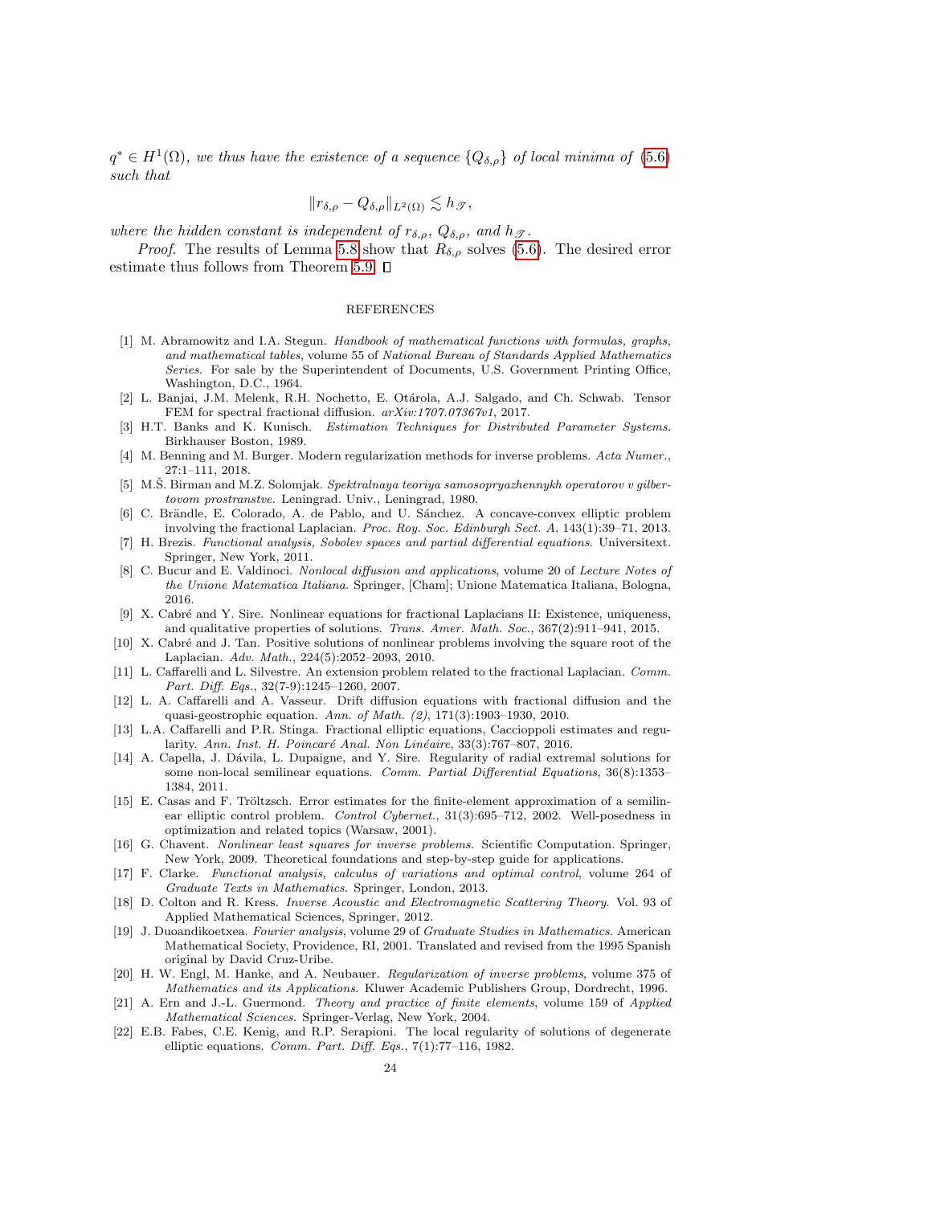*$q^* \in H^1(\Omega)$, we thus have the existence of a sequence $\{Q_{\delta,\rho}\}$ of local minima of (5.6) such that*

$$\|r_{\delta,\rho} - Q_{\delta,\rho}\|_{L^2(\Omega)} \lesssim h_{\mathscr{T}},$$

*where the hidden constant is independent of $r_{\delta,\rho}$, $Q_{\delta,\rho}$, and $h_{\mathscr{T}}$.*

*Proof*. The results of Lemma 5.8 show that $R_{\delta,\rho}$ solves (5.6). The desired error estimate thus follows from Theorem 5.9. ∎

## REFERENCES

[1] M. Abramowitz and I.A. Stegun. *Handbook of mathematical functions with formulas, graphs, and mathematical tables*, volume 55 of *National Bureau of Standards Applied Mathematics Series*. For sale by the Superintendent of Documents, U.S. Government Printing Office, Washington, D.C., 1964.

[2] L. Banjai, J.M. Melenk, R.H. Nochetto, E. Otárola, A.J. Salgado, and Ch. Schwab. Tensor FEM for spectral fractional diffusion. *arXiv:1707.07367v1*, 2017.

[3] H.T. Banks and K. Kunisch. *Estimation Techniques for Distributed Parameter Systems*. Birkhauser Boston, 1989.

[4] M. Benning and M. Burger. Modern regularization methods for inverse problems. *Acta Numer.*, 27:1–111, 2018.

[5] M.Š. Birman and M.Z. Solomjak. *Spektralnaya teoriya samosopryazhennykh operatorov v gilbertovom prostranstve*. Leningrad. Univ., Leningrad, 1980.

[6] C. Brändle, E. Colorado, A. de Pablo, and U. Sánchez. A concave-convex elliptic problem involving the fractional Laplacian. *Proc. Roy. Soc. Edinburgh Sect. A*, 143(1):39–71, 2013.

[7] H. Brezis. *Functional analysis, Sobolev spaces and partial differential equations*. Universitext. Springer, New York, 2011.

[8] C. Bucur and E. Valdinoci. *Nonlocal diffusion and applications*, volume 20 of *Lecture Notes of the Unione Matematica Italiana*. Springer, [Cham]; Unione Matematica Italiana, Bologna, 2016.

[9] X. Cabré and Y. Sire. Nonlinear equations for fractional Laplacians II: Existence, uniqueness, and qualitative properties of solutions. *Trans. Amer. Math. Soc.*, 367(2):911–941, 2015.

[10] X. Cabré and J. Tan. Positive solutions of nonlinear problems involving the square root of the Laplacian. *Adv. Math.*, 224(5):2052–2093, 2010.

[11] L. Caffarelli and L. Silvestre. An extension problem related to the fractional Laplacian. *Comm. Part. Diff. Eqs.*, 32(7-9):1245–1260, 2007.

[12] L. A. Caffarelli and A. Vasseur. Drift diffusion equations with fractional diffusion and the quasi-geostrophic equation. *Ann. of Math. (2)*, 171(3):1903–1930, 2010.

[13] L.A. Caffarelli and P.R. Stinga. Fractional elliptic equations, Caccioppoli estimates and regularity. *Ann. Inst. H. Poincaré Anal. Non Linéaire*, 33(3):767–807, 2016.

[14] A. Capella, J. Dávila, L. Dupaigne, and Y. Sire. Regularity of radial extremal solutions for some non-local semilinear equations. *Comm. Partial Differential Equations*, 36(8):1353–1384, 2011.

[15] E. Casas and F. Tröltzsch. Error estimates for the finite-element approximation of a semilinear elliptic control problem. *Control Cybernet.*, 31(3):695–712, 2002. Well-posedness in optimization and related topics (Warsaw, 2001).

[16] G. Chavent. *Nonlinear least squares for inverse problems*. Scientific Computation. Springer, New York, 2009. Theoretical foundations and step-by-step guide for applications.

[17] F. Clarke. *Functional analysis, calculus of variations and optimal control*, volume 264 of *Graduate Texts in Mathematics*. Springer, London, 2013.

[18] D. Colton and R. Kress. *Inverse Acoustic and Electromagnetic Scattering Theory*. Vol. 93 of Applied Mathematical Sciences, Springer, 2012.

[19] J. Duoandikoetxea. *Fourier analysis*, volume 29 of *Graduate Studies in Mathematics*. American Mathematical Society, Providence, RI, 2001. Translated and revised from the 1995 Spanish original by David Cruz-Uribe.

[20] H. W. Engl, M. Hanke, and A. Neubauer. *Regularization of inverse problems*, volume 375 of *Mathematics and its Applications*. Kluwer Academic Publishers Group, Dordrecht, 1996.

[21] A. Ern and J.-L. Guermond. *Theory and practice of finite elements*, volume 159 of *Applied Mathematical Sciences*. Springer-Verlag, New York, 2004.

[22] E.B. Fabes, C.E. Kenig, and R.P. Serapioni. The local regularity of solutions of degenerate elliptic equations. *Comm. Part. Diff. Eqs.*, 7(1):77–116, 1982.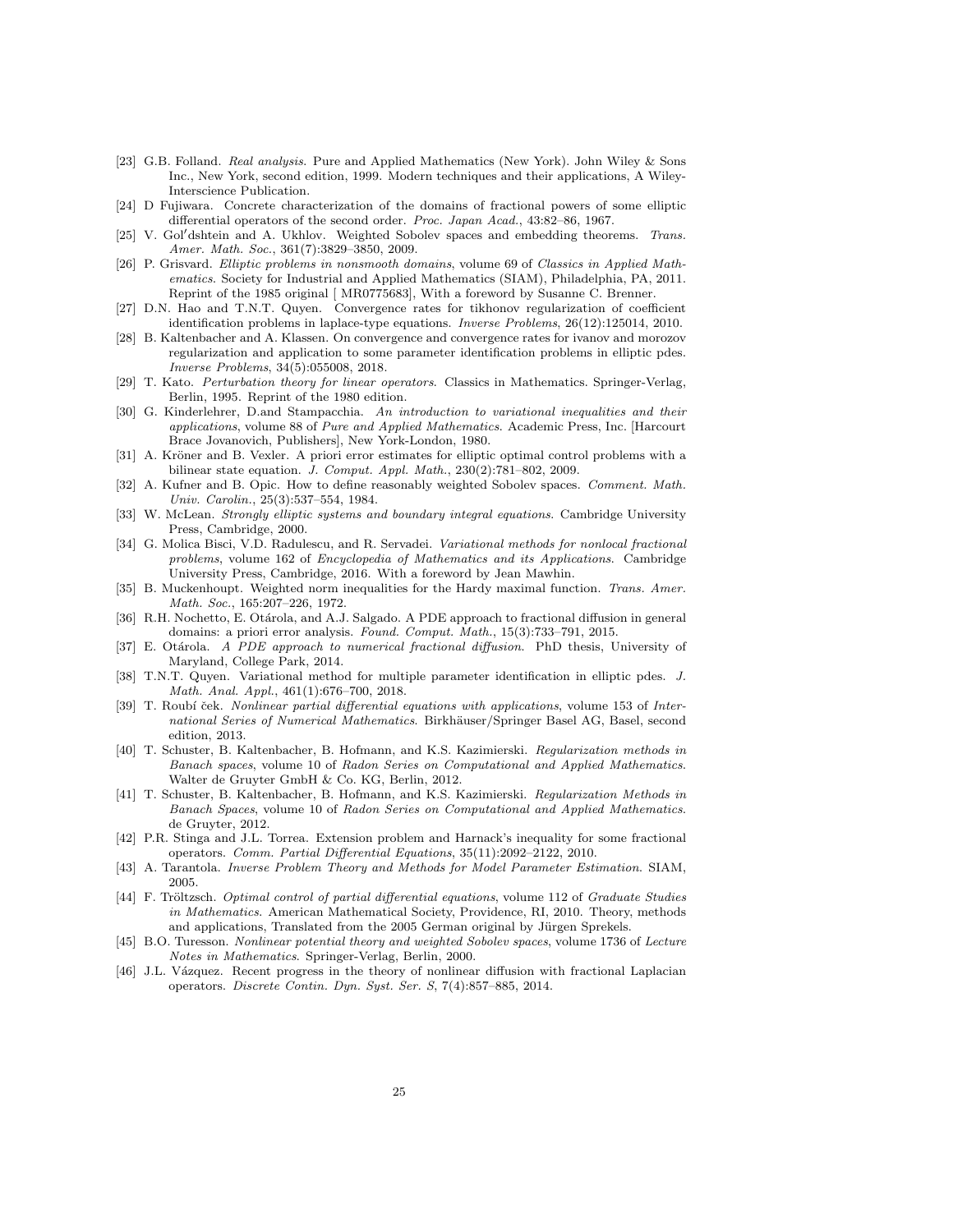[23] G.B. Folland. *Real analysis*. Pure and Applied Mathematics (New York). John Wiley & Sons Inc., New York, second edition, 1999. Modern techniques and their applications, A Wiley-Interscience Publication.

[24] D Fujiwara. Concrete characterization of the domains of fractional powers of some elliptic differential operators of the second order. *Proc. Japan Acad.*, 43:82–86, 1967.

[25] V. Gol′dshtein and A. Ukhlov. Weighted Sobolev spaces and embedding theorems. *Trans. Amer. Math. Soc.*, 361(7):3829–3850, 2009.

[26] P. Grisvard. *Elliptic problems in nonsmooth domains*, volume 69 of *Classics in Applied Mathematics*. Society for Industrial and Applied Mathematics (SIAM), Philadelphia, PA, 2011. Reprint of the 1985 original [ MR0775683], With a foreword by Susanne C. Brenner.

[27] D.N. Hao and T.N.T. Quyen. Convergence rates for tikhonov regularization of coefficient identification problems in laplace-type equations. *Inverse Problems*, 26(12):125014, 2010.

[28] B. Kaltenbacher and A. Klassen. On convergence and convergence rates for ivanov and morozov regularization and application to some parameter identification problems in elliptic pdes. *Inverse Problems*, 34(5):055008, 2018.

[29] T. Kato. *Perturbation theory for linear operators*. Classics in Mathematics. Springer-Verlag, Berlin, 1995. Reprint of the 1980 edition.

[30] G. Kinderlehrer, D.and Stampacchia. *An introduction to variational inequalities and their applications*, volume 88 of *Pure and Applied Mathematics*. Academic Press, Inc. [Harcourt Brace Jovanovich, Publishers], New York-London, 1980.

[31] A. Kröner and B. Vexler. A priori error estimates for elliptic optimal control problems with a bilinear state equation. *J. Comput. Appl. Math.*, 230(2):781–802, 2009.

[32] A. Kufner and B. Opic. How to define reasonably weighted Sobolev spaces. *Comment. Math. Univ. Carolin.*, 25(3):537–554, 1984.

[33] W. McLean. *Strongly elliptic systems and boundary integral equations*. Cambridge University Press, Cambridge, 2000.

[34] G. Molica Bisci, V.D. Radulescu, and R. Servadei. *Variational methods for nonlocal fractional problems*, volume 162 of *Encyclopedia of Mathematics and its Applications*. Cambridge University Press, Cambridge, 2016. With a foreword by Jean Mawhin.

[35] B. Muckenhoupt. Weighted norm inequalities for the Hardy maximal function. *Trans. Amer. Math. Soc.*, 165:207–226, 1972.

[36] R.H. Nochetto, E. Otárola, and A.J. Salgado. A PDE approach to fractional diffusion in general domains: a priori error analysis. *Found. Comput. Math.*, 15(3):733–791, 2015.

[37] E. Otárola. *A PDE approach to numerical fractional diffusion*. PhD thesis, University of Maryland, College Park, 2014.

[38] T.N.T. Quyen. Variational method for multiple parameter identification in elliptic pdes. *J. Math. Anal. Appl.*, 461(1):676–700, 2018.

[39] T. Roubí ček. *Nonlinear partial differential equations with applications*, volume 153 of *International Series of Numerical Mathematics*. Birkhäuser/Springer Basel AG, Basel, second edition, 2013.

[40] T. Schuster, B. Kaltenbacher, B. Hofmann, and K.S. Kazimierski. *Regularization methods in Banach spaces*, volume 10 of *Radon Series on Computational and Applied Mathematics*. Walter de Gruyter GmbH & Co. KG, Berlin, 2012.

[41] T. Schuster, B. Kaltenbacher, B. Hofmann, and K.S. Kazimierski. *Regularization Methods in Banach Spaces*, volume 10 of *Radon Series on Computational and Applied Mathematics*. de Gruyter, 2012.

[42] P.R. Stinga and J.L. Torrea. Extension problem and Harnack's inequality for some fractional operators. *Comm. Partial Differential Equations*, 35(11):2092–2122, 2010.

[43] A. Tarantola. *Inverse Problem Theory and Methods for Model Parameter Estimation*. SIAM, 2005.

[44] F. Tröltzsch. *Optimal control of partial differential equations*, volume 112 of *Graduate Studies in Mathematics*. American Mathematical Society, Providence, RI, 2010. Theory, methods and applications, Translated from the 2005 German original by Jürgen Sprekels.

[45] B.O. Turesson. *Nonlinear potential theory and weighted Sobolev spaces*, volume 1736 of *Lecture Notes in Mathematics*. Springer-Verlag, Berlin, 2000.

[46] J.L. Vázquez. Recent progress in the theory of nonlinear diffusion with fractional Laplacian operators. *Discrete Contin. Dyn. Syst. Ser. S*, 7(4):857–885, 2014.